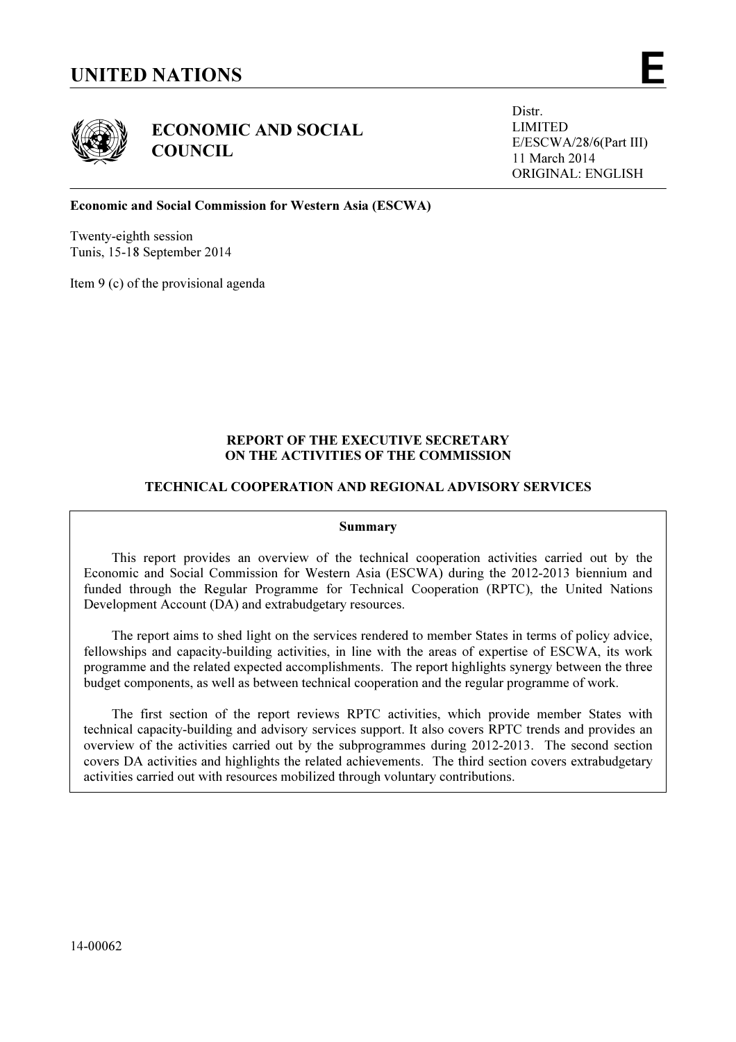# UNITED NATIONS E

**ECONOMIC AND SOCIAL COUNCIL**

Distr.
LIMITED
E/ESCWA/28/6(Part III)
11 March 2014
ORIGINAL: ENGLISH

**Economic and Social Commission for Western Asia (ESCWA)**

Twenty-eighth session
Tunis, 15-18 September 2014

Item 9 (c) of the provisional agenda

## REPORT OF THE EXECUTIVE SECRETARY ON THE ACTIVITIES OF THE COMMISSION

## TECHNICAL COOPERATION AND REGIONAL ADVISORY SERVICES

**Summary**

This report provides an overview of the technical cooperation activities carried out by the Economic and Social Commission for Western Asia (ESCWA) during the 2012-2013 biennium and funded through the Regular Programme for Technical Cooperation (RPTC), the United Nations Development Account (DA) and extrabudgetary resources.

The report aims to shed light on the services rendered to member States in terms of policy advice, fellowships and capacity-building activities, in line with the areas of expertise of ESCWA, its work programme and the related expected accomplishments. The report highlights synergy between the three budget components, as well as between technical cooperation and the regular programme of work.

The first section of the report reviews RPTC activities, which provide member States with technical capacity-building and advisory services support. It also covers RPTC trends and provides an overview of the activities carried out by the subprogrammes during 2012-2013. The second section covers DA activities and highlights the related achievements. The third section covers extrabudgetary activities carried out with resources mobilized through voluntary contributions.

14-00062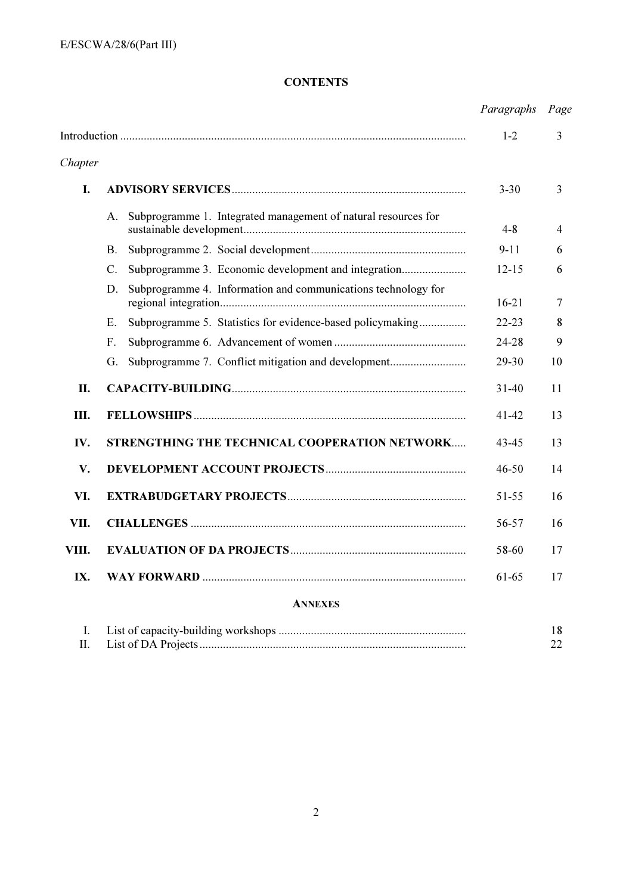# CONTENTS

| | | *Paragraphs* | *Page* |
|---|---|---|---|
| Introduction | | 1-2 | 3 |
| *Chapter* | | | |
| **I.** | **ADVISORY SERVICES** | 3-30 | 3 |
| | A. Subprogramme 1. Integrated management of natural resources for sustainable development | 4-8 | 4 |
| | B. Subprogramme 2. Social development | 9-11 | 6 |
| | C. Subprogramme 3. Economic development and integration | 12-15 | 6 |
| | D. Subprogramme 4. Information and communications technology for regional integration | 16-21 | 7 |
| | E. Subprogramme 5. Statistics for evidence-based policymaking | 22-23 | 8 |
| | F. Subprogramme 6. Advancement of women | 24-28 | 9 |
| | G. Subprogramme 7. Conflict mitigation and development | 29-30 | 10 |
| **II.** | **CAPACITY-BUILDING** | 31-40 | 11 |
| **III.** | **FELLOWSHIPS** | 41-42 | 13 |
| **IV.** | **STRENGTHING THE TECHNICAL COOPERATION NETWORK** | 43-45 | 13 |
| **V.** | **DEVELOPMENT ACCOUNT PROJECTS** | 46-50 | 14 |
| **VI.** | **EXTRABUDGETARY PROJECTS** | 51-55 | 16 |
| **VII.** | **CHALLENGES** | 56-57 | 16 |
| **VIII.** | **EVALUATION OF DA PROJECTS** | 58-60 | 17 |
| **IX.** | **WAY FORWARD** | 61-65 | 17 |

## ANNEXES

| | | | |
|---|---|---|---|
| I. | List of capacity-building workshops | | 18 |
| II. | List of DA Projects | | 22 |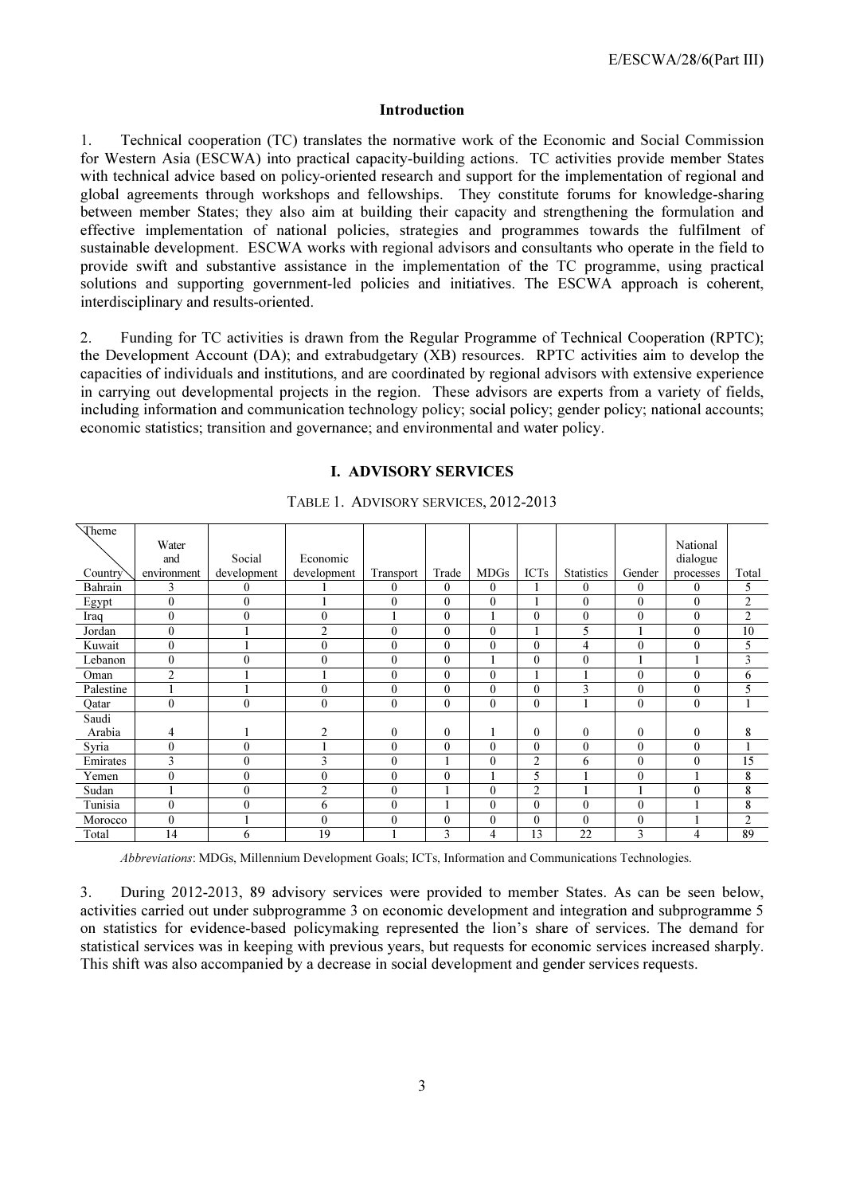## Introduction

1. Technical cooperation (TC) translates the normative work of the Economic and Social Commission for Western Asia (ESCWA) into practical capacity-building actions. TC activities provide member States with technical advice based on policy-oriented research and support for the implementation of regional and global agreements through workshops and fellowships. They constitute forums for knowledge-sharing between member States; they also aim at building their capacity and strengthening the formulation and effective implementation of national policies, strategies and programmes towards the fulfilment of sustainable development. ESCWA works with regional advisors and consultants who operate in the field to provide swift and substantive assistance in the implementation of the TC programme, using practical solutions and supporting government-led policies and initiatives. The ESCWA approach is coherent, interdisciplinary and results-oriented.

2. Funding for TC activities is drawn from the Regular Programme of Technical Cooperation (RPTC); the Development Account (DA); and extrabudgetary (XB) resources. RPTC activities aim to develop the capacities of individuals and institutions, and are coordinated by regional advisors with extensive experience in carrying out developmental projects in the region. These advisors are experts from a variety of fields, including information and communication technology policy; social policy; gender policy; national accounts; economic statistics; transition and governance; and environmental and water policy.

# I. ADVISORY SERVICES

TABLE 1. ADVISORY SERVICES, 2012-2013

| Theme / Country | Water and environment | Social development | Economic development | Transport | Trade | MDGs | ICTs | Statistics | Gender | National dialogue processes | Total |
|---|---|---|---|---|---|---|---|---|---|---|---|
| Bahrain | 3 | 0 | 1 | 0 | 0 | 0 | 1 | 0 | 0 | 0 | 5 |
| Egypt | 0 | 0 | 1 | 0 | 0 | 0 | 1 | 0 | 0 | 0 | 2 |
| Iraq | 0 | 0 | 0 | 1 | 0 | 1 | 0 | 0 | 0 | 0 | 2 |
| Jordan | 0 | 1 | 2 | 0 | 0 | 0 | 1 | 5 | 1 | 0 | 10 |
| Kuwait | 0 | 1 | 0 | 0 | 0 | 0 | 0 | 4 | 0 | 0 | 5 |
| Lebanon | 0 | 0 | 0 | 0 | 0 | 1 | 0 | 0 | 1 | 1 | 3 |
| Oman | 2 | 1 | 1 | 0 | 0 | 0 | 1 | 1 | 0 | 0 | 6 |
| Palestine | 1 | 1 | 0 | 0 | 0 | 0 | 0 | 3 | 0 | 0 | 5 |
| Qatar | 0 | 0 | 0 | 0 | 0 | 0 | 0 | 1 | 0 | 0 | 1 |
| Saudi Arabia | 4 | 1 | 2 | 0 | 0 | 1 | 0 | 0 | 0 | 0 | 8 |
| Syria | 0 | 0 | 1 | 0 | 0 | 0 | 0 | 0 | 0 | 0 | 1 |
| Emirates | 3 | 0 | 3 | 0 | 1 | 0 | 2 | 6 | 0 | 0 | 15 |
| Yemen | 0 | 0 | 0 | 0 | 0 | 1 | 5 | 1 | 0 | 1 | 8 |
| Sudan | 1 | 0 | 2 | 0 | 1 | 0 | 2 | 1 | 1 | 0 | 8 |
| Tunisia | 0 | 0 | 6 | 0 | 1 | 0 | 0 | 0 | 0 | 1 | 8 |
| Morocco | 0 | 1 | 0 | 0 | 0 | 0 | 0 | 0 | 0 | 1 | 2 |
| Total | 14 | 6 | 19 | 1 | 3 | 4 | 13 | 22 | 3 | 4 | 89 |

*Abbreviations*: MDGs, Millennium Development Goals; ICTs, Information and Communications Technologies.

3. During 2012-2013, 89 advisory services were provided to member States. As can be seen below, activities carried out under subprogramme 3 on economic development and integration and subprogramme 5 on statistics for evidence-based policymaking represented the lion's share of services. The demand for statistical services was in keeping with previous years, but requests for economic services increased sharply. This shift was also accompanied by a decrease in social development and gender services requests.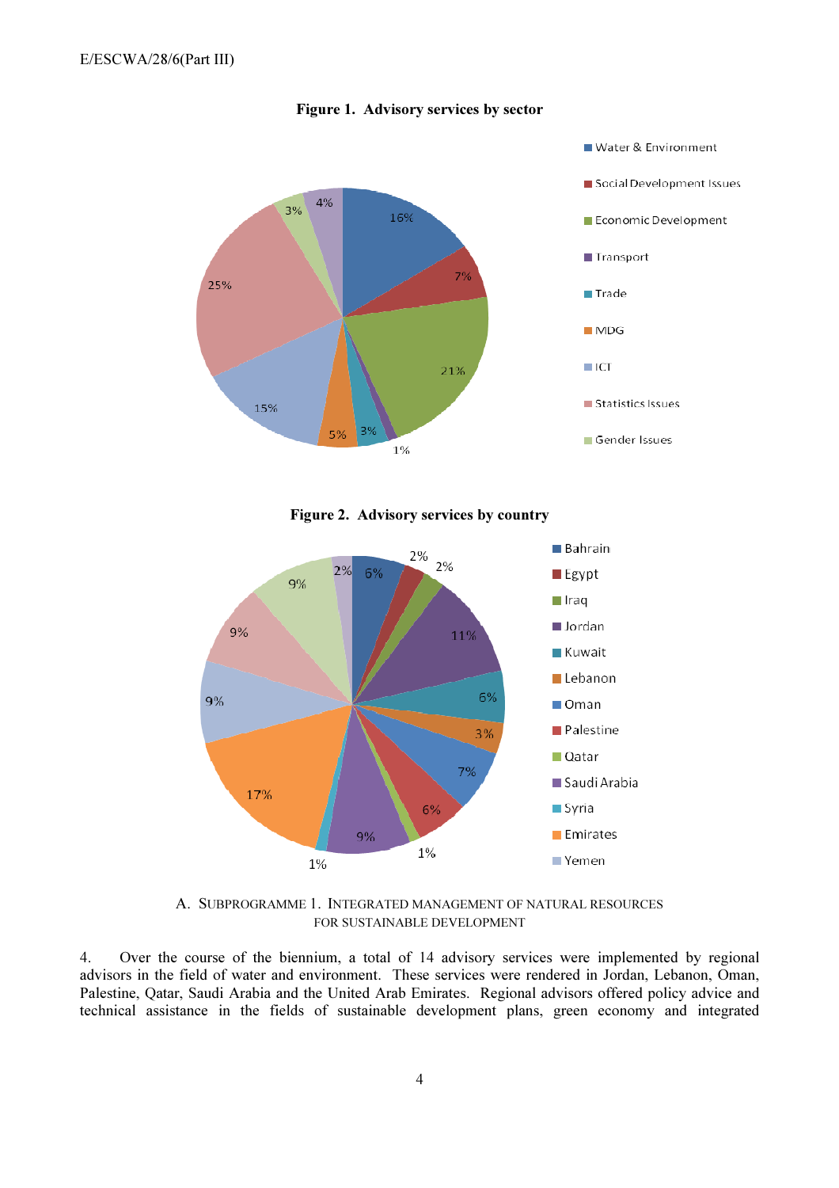**Figure 1. Advisory services by sector**

Water & Environment
Social Development Issues
Economic Development
Transport
Trade
MDG
ICT
Statistics Issues
Gender Issues

16%
7%
21%
1%
3%
5%
15%
25%
3%
4%

**Figure 2. Advisory services by country**

Bahrain
Egypt
Iraq
Jordan
Kuwait
Lebanon
Oman
Palestine
Qatar
Saudi Arabia
Syria
Emirates
Yemen

6%
2%
2%
11%
6%
3%
7%
6%
1%
9%
1%
17%
9%
9%
9%
2%

A. SUBPROGRAMME 1. INTEGRATED MANAGEMENT OF NATURAL RESOURCES FOR SUSTAINABLE DEVELOPMENT

4. Over the course of the biennium, a total of 14 advisory services were implemented by regional advisors in the field of water and environment. These services were rendered in Jordan, Lebanon, Oman, Palestine, Qatar, Saudi Arabia and the United Arab Emirates. Regional advisors offered policy advice and technical assistance in the fields of sustainable development plans, green economy and integrated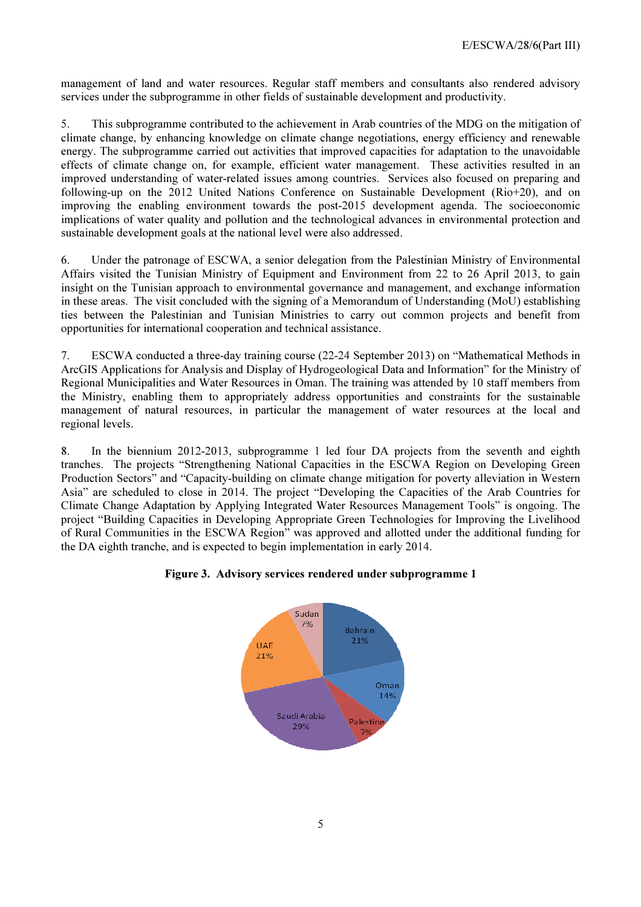management of land and water resources. Regular staff members and consultants also rendered advisory services under the subprogramme in other fields of sustainable development and productivity.

5. This subprogramme contributed to the achievement in Arab countries of the MDG on the mitigation of climate change, by enhancing knowledge on climate change negotiations, energy efficiency and renewable energy. The subprogramme carried out activities that improved capacities for adaptation to the unavoidable effects of climate change on, for example, efficient water management. These activities resulted in an improved understanding of water-related issues among countries. Services also focused on preparing and following-up on the 2012 United Nations Conference on Sustainable Development (Rio+20), and on improving the enabling environment towards the post-2015 development agenda. The socioeconomic implications of water quality and pollution and the technological advances in environmental protection and sustainable development goals at the national level were also addressed.

6. Under the patronage of ESCWA, a senior delegation from the Palestinian Ministry of Environmental Affairs visited the Tunisian Ministry of Equipment and Environment from 22 to 26 April 2013, to gain insight on the Tunisian approach to environmental governance and management, and exchange information in these areas. The visit concluded with the signing of a Memorandum of Understanding (MoU) establishing ties between the Palestinian and Tunisian Ministries to carry out common projects and benefit from opportunities for international cooperation and technical assistance.

7. ESCWA conducted a three-day training course (22-24 September 2013) on "Mathematical Methods in ArcGIS Applications for Analysis and Display of Hydrogeological Data and Information" for the Ministry of Regional Municipalities and Water Resources in Oman. The training was attended by 10 staff members from the Ministry, enabling them to appropriately address opportunities and constraints for the sustainable management of natural resources, in particular the management of water resources at the local and regional levels.

8. In the biennium 2012-2013, subprogramme 1 led four DA projects from the seventh and eighth tranches. The projects "Strengthening National Capacities in the ESCWA Region on Developing Green Production Sectors" and "Capacity-building on climate change mitigation for poverty alleviation in Western Asia" are scheduled to close in 2014. The project "Developing the Capacities of the Arab Countries for Climate Change Adaptation by Applying Integrated Water Resources Management Tools" is ongoing. The project "Building Capacities in Developing Appropriate Green Technologies for Improving the Livelihood of Rural Communities in the ESCWA Region" was approved and allotted under the additional funding for the DA eighth tranche, and is expected to begin implementation in early 2014.

**Figure 3. Advisory services rendered under subprogramme 1**

Bahrain 21%
Oman 14%
Palestine 7%
Saudi Arabia 29%
UAE 21%
Sudan 7%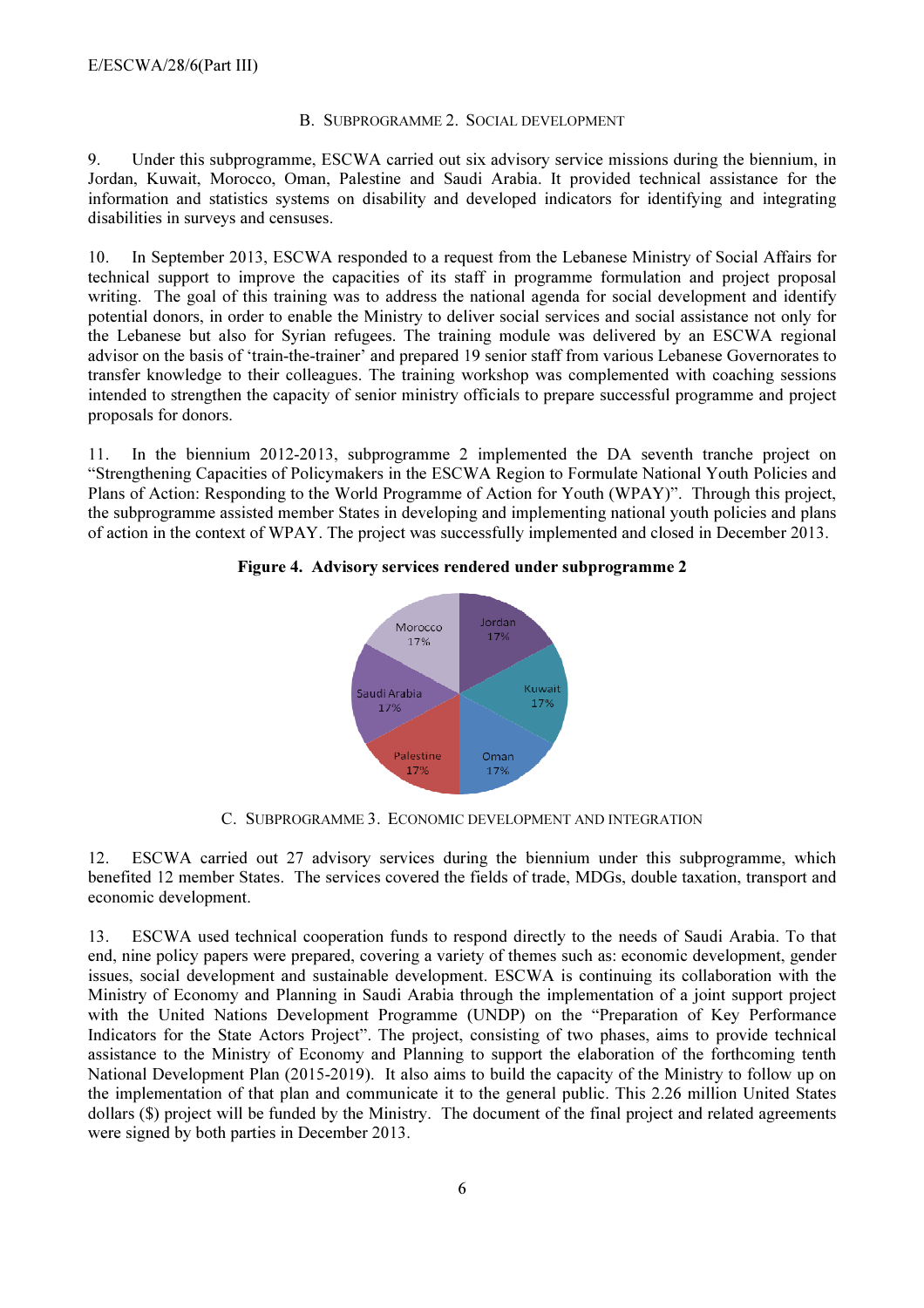## B. SUBPROGRAMME 2. SOCIAL DEVELOPMENT

9. Under this subprogramme, ESCWA carried out six advisory service missions during the biennium, in Jordan, Kuwait, Morocco, Oman, Palestine and Saudi Arabia. It provided technical assistance for the information and statistics systems on disability and developed indicators for identifying and integrating disabilities in surveys and censuses.

10. In September 2013, ESCWA responded to a request from the Lebanese Ministry of Social Affairs for technical support to improve the capacities of its staff in programme formulation and project proposal writing. The goal of this training was to address the national agenda for social development and identify potential donors, in order to enable the Ministry to deliver social services and social assistance not only for the Lebanese but also for Syrian refugees. The training module was delivered by an ESCWA regional advisor on the basis of 'train-the-trainer' and prepared 19 senior staff from various Lebanese Governorates to transfer knowledge to their colleagues. The training workshop was complemented with coaching sessions intended to strengthen the capacity of senior ministry officials to prepare successful programme and project proposals for donors.

11. In the biennium 2012-2013, subprogramme 2 implemented the DA seventh tranche project on "Strengthening Capacities of Policymakers in the ESCWA Region to Formulate National Youth Policies and Plans of Action: Responding to the World Programme of Action for Youth (WPAY)". Through this project, the subprogramme assisted member States in developing and implementing national youth policies and plans of action in the context of WPAY. The project was successfully implemented and closed in December 2013.

**Figure 4. Advisory services rendered under subprogramme 2**

| Country | Share |
|---|---|
| Jordan | 17% |
| Kuwait | 17% |
| Oman | 17% |
| Palestine | 17% |
| Saudi Arabia | 17% |
| Morocco | 17% |

## C. SUBPROGRAMME 3. ECONOMIC DEVELOPMENT AND INTEGRATION

12. ESCWA carried out 27 advisory services during the biennium under this subprogramme, which benefited 12 member States. The services covered the fields of trade, MDGs, double taxation, transport and economic development.

13. ESCWA used technical cooperation funds to respond directly to the needs of Saudi Arabia. To that end, nine policy papers were prepared, covering a variety of themes such as: economic development, gender issues, social development and sustainable development. ESCWA is continuing its collaboration with the Ministry of Economy and Planning in Saudi Arabia through the implementation of a joint support project with the United Nations Development Programme (UNDP) on the "Preparation of Key Performance Indicators for the State Actors Project". The project, consisting of two phases, aims to provide technical assistance to the Ministry of Economy and Planning to support the elaboration of the forthcoming tenth National Development Plan (2015-2019). It also aims to build the capacity of the Ministry to follow up on the implementation of that plan and communicate it to the general public. This 2.26 million United States dollars ($) project will be funded by the Ministry. The document of the final project and related agreements were signed by both parties in December 2013.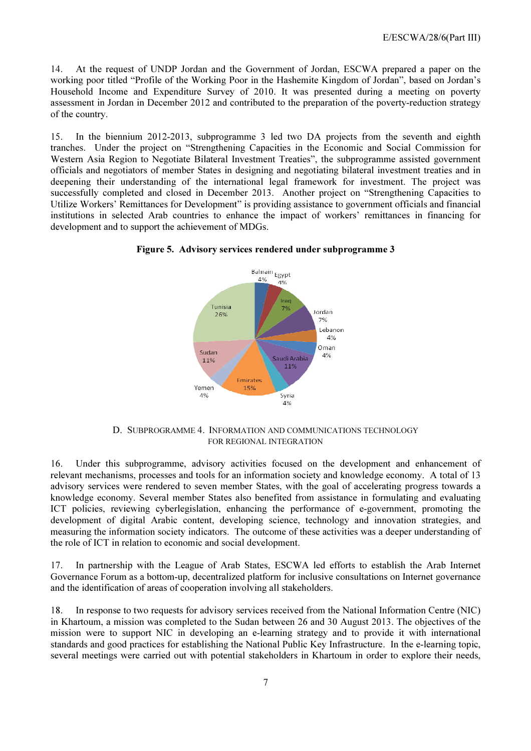14. At the request of UNDP Jordan and the Government of Jordan, ESCWA prepared a paper on the working poor titled "Profile of the Working Poor in the Hashemite Kingdom of Jordan", based on Jordan's Household Income and Expenditure Survey of 2010. It was presented during a meeting on poverty assessment in Jordan in December 2012 and contributed to the preparation of the poverty-reduction strategy of the country.

15. In the biennium 2012-2013, subprogramme 3 led two DA projects from the seventh and eighth tranches. Under the project on "Strengthening Capacities in the Economic and Social Commission for Western Asia Region to Negotiate Bilateral Investment Treaties", the subprogramme assisted government officials and negotiators of member States in designing and negotiating bilateral investment treaties and in deepening their understanding of the international legal framework for investment. The project was successfully completed and closed in December 2013. Another project on "Strengthening Capacities to Utilize Workers' Remittances for Development" is providing assistance to government officials and financial institutions in selected Arab countries to enhance the impact of workers' remittances in financing for development and to support the achievement of MDGs.

**Figure 5. Advisory services rendered under subprogramme 3**

Bahrain 4%
Egypt 4%
Iraq 7%
Jordan 7%
Lebanon 4%
Oman 4%
Saudi Arabia 11%
Syria 4%
Emirates 15%
Yemen 4%
Sudan 11%
Tunisia 26%

## D. SUBPROGRAMME 4. INFORMATION AND COMMUNICATIONS TECHNOLOGY FOR REGIONAL INTEGRATION

16. Under this subprogramme, advisory activities focused on the development and enhancement of relevant mechanisms, processes and tools for an information society and knowledge economy. A total of 13 advisory services were rendered to seven member States, with the goal of accelerating progress towards a knowledge economy. Several member States also benefited from assistance in formulating and evaluating ICT policies, reviewing cyberlegislation, enhancing the performance of e-government, promoting the development of digital Arabic content, developing science, technology and innovation strategies, and measuring the information society indicators. The outcome of these activities was a deeper understanding of the role of ICT in relation to economic and social development.

17. In partnership with the League of Arab States, ESCWA led efforts to establish the Arab Internet Governance Forum as a bottom-up, decentralized platform for inclusive consultations on Internet governance and the identification of areas of cooperation involving all stakeholders.

18. In response to two requests for advisory services received from the National Information Centre (NIC) in Khartoum, a mission was completed to the Sudan between 26 and 30 August 2013. The objectives of the mission were to support NIC in developing an e-learning strategy and to provide it with international standards and good practices for establishing the National Public Key Infrastructure. In the e-learning topic, several meetings were carried out with potential stakeholders in Khartoum in order to explore their needs,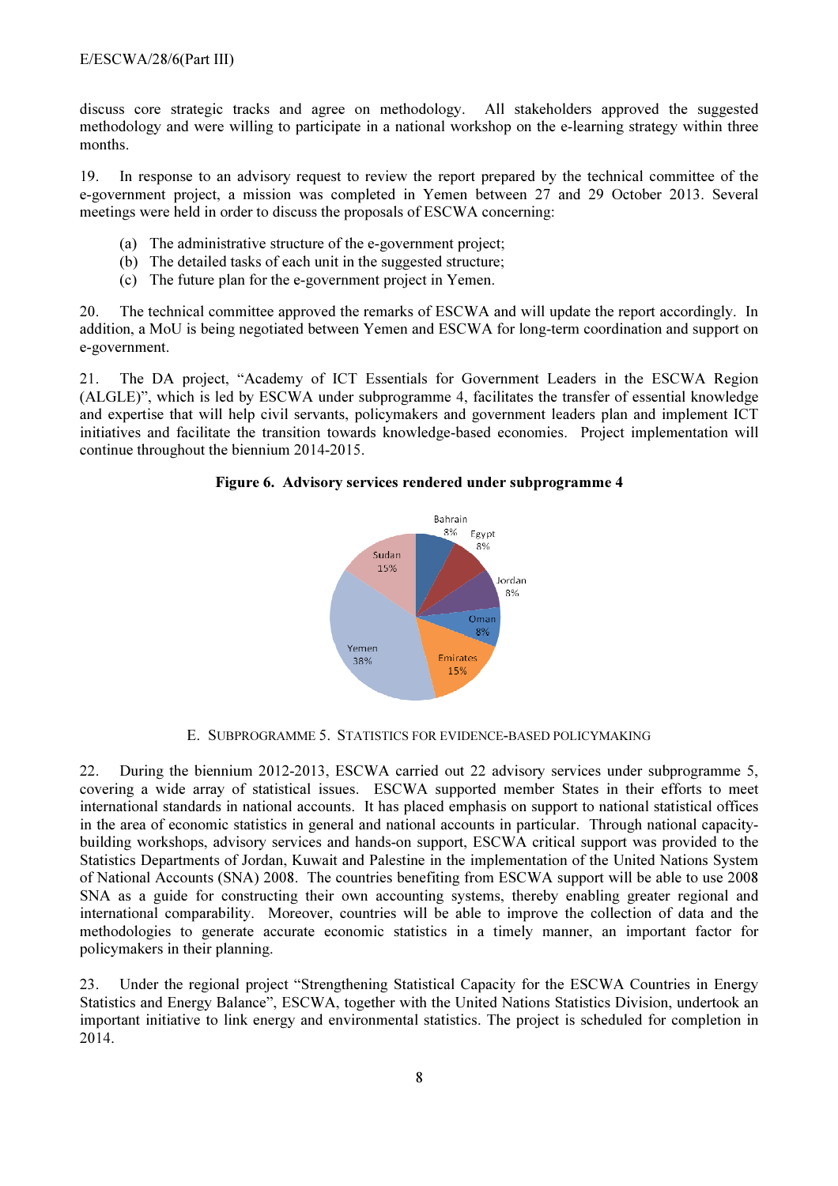discuss core strategic tracks and agree on methodology. All stakeholders approved the suggested methodology and were willing to participate in a national workshop on the e-learning strategy within three months.

19. In response to an advisory request to review the report prepared by the technical committee of the e-government project, a mission was completed in Yemen between 27 and 29 October 2013. Several meetings were held in order to discuss the proposals of ESCWA concerning:

(a) The administrative structure of the e-government project;
(b) The detailed tasks of each unit in the suggested structure;
(c) The future plan for the e-government project in Yemen.

20. The technical committee approved the remarks of ESCWA and will update the report accordingly. In addition, a MoU is being negotiated between Yemen and ESCWA for long-term coordination and support on e-government.

21. The DA project, "Academy of ICT Essentials for Government Leaders in the ESCWA Region (ALGLE)", which is led by ESCWA under subprogramme 4, facilitates the transfer of essential knowledge and expertise that will help civil servants, policymakers and government leaders plan and implement ICT initiatives and facilitate the transition towards knowledge-based economies. Project implementation will continue throughout the biennium 2014-2015.

**Figure 6. Advisory services rendered under subprogramme 4**

Bahrain 8%
Egypt 8%
Jordan 8%
Oman 8%
Emirates 15%
Yemen 38%
Sudan 15%

## E. Subprogramme 5. Statistics for evidence-based policymaking

22. During the biennium 2012-2013, ESCWA carried out 22 advisory services under subprogramme 5, covering a wide array of statistical issues. ESCWA supported member States in their efforts to meet international standards in national accounts. It has placed emphasis on support to national statistical offices in the area of economic statistics in general and national accounts in particular. Through national capacity-building workshops, advisory services and hands-on support, ESCWA critical support was provided to the Statistics Departments of Jordan, Kuwait and Palestine in the implementation of the United Nations System of National Accounts (SNA) 2008. The countries benefiting from ESCWA support will be able to use 2008 SNA as a guide for constructing their own accounting systems, thereby enabling greater regional and international comparability. Moreover, countries will be able to improve the collection of data and the methodologies to generate accurate economic statistics in a timely manner, an important factor for policymakers in their planning.

23. Under the regional project "Strengthening Statistical Capacity for the ESCWA Countries in Energy Statistics and Energy Balance", ESCWA, together with the United Nations Statistics Division, undertook an important initiative to link energy and environmental statistics. The project is scheduled for completion in 2014.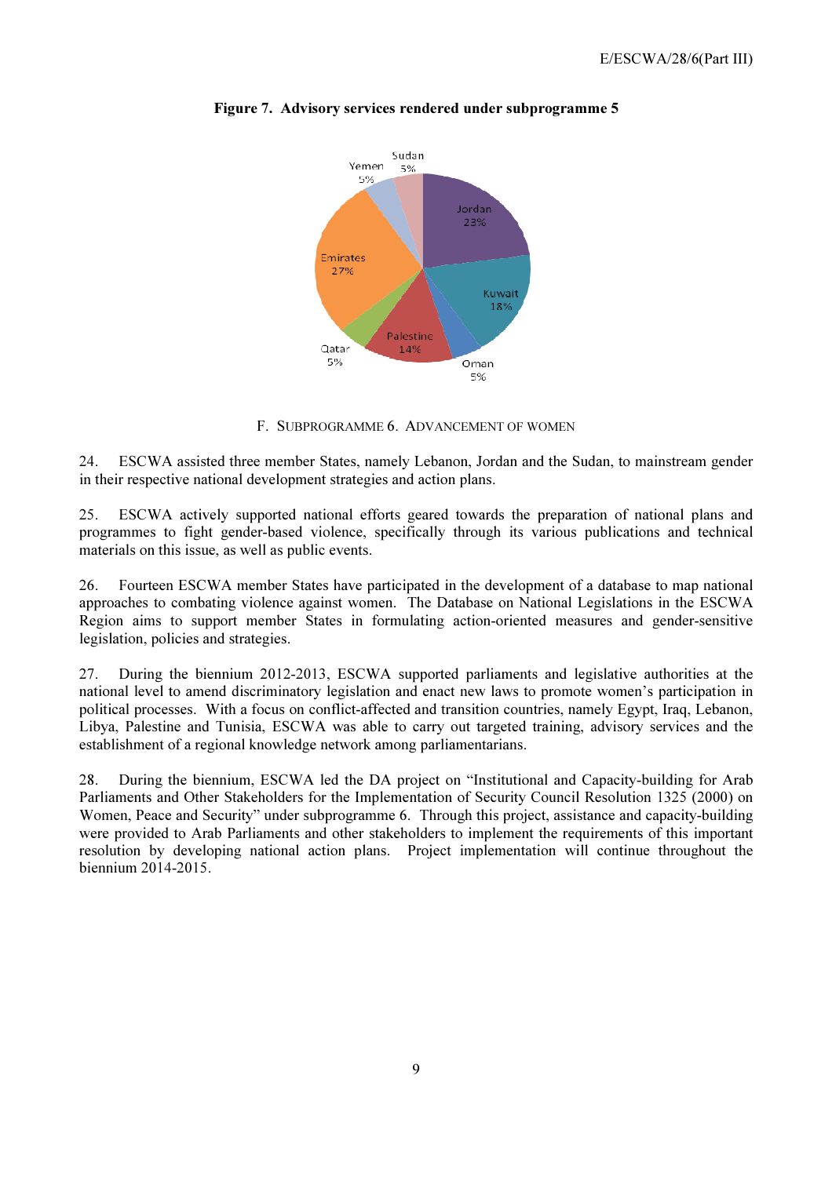**Figure 7. Advisory services rendered under subprogramme 5**

Sudan
5%
Yemen
5%
Jordan
23%
Emirates
27%
Kuwait
18%
Qatar
5%
Palestine
14%
Oman
5%

F. SUBPROGRAMME 6. ADVANCEMENT OF WOMEN

24. ESCWA assisted three member States, namely Lebanon, Jordan and the Sudan, to mainstream gender in their respective national development strategies and action plans.

25. ESCWA actively supported national efforts geared towards the preparation of national plans and programmes to fight gender-based violence, specifically through its various publications and technical materials on this issue, as well as public events.

26. Fourteen ESCWA member States have participated in the development of a database to map national approaches to combating violence against women. The Database on National Legislations in the ESCWA Region aims to support member States in formulating action-oriented measures and gender-sensitive legislation, policies and strategies.

27. During the biennium 2012-2013, ESCWA supported parliaments and legislative authorities at the national level to amend discriminatory legislation and enact new laws to promote women's participation in political processes. With a focus on conflict-affected and transition countries, namely Egypt, Iraq, Lebanon, Libya, Palestine and Tunisia, ESCWA was able to carry out targeted training, advisory services and the establishment of a regional knowledge network among parliamentarians.

28. During the biennium, ESCWA led the DA project on "Institutional and Capacity-building for Arab Parliaments and Other Stakeholders for the Implementation of Security Council Resolution 1325 (2000) on Women, Peace and Security" under subprogramme 6. Through this project, assistance and capacity-building were provided to Arab Parliaments and other stakeholders to implement the requirements of this important resolution by developing national action plans. Project implementation will continue throughout the biennium 2014-2015.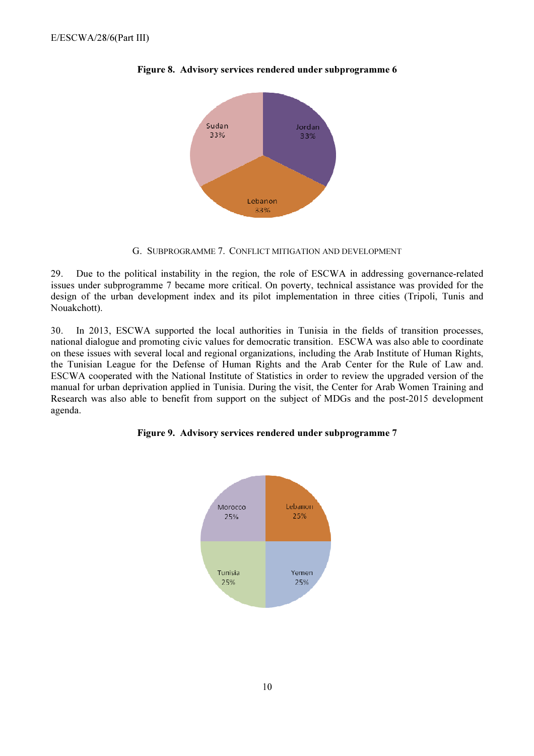**Figure 8. Advisory services rendered under subprogramme 6**

Sudan
33%

Jordan
33%

Lebanon
33%

## G. SUBPROGRAMME 7. CONFLICT MITIGATION AND DEVELOPMENT

29. Due to the political instability in the region, the role of ESCWA in addressing governance-related issues under subprogramme 7 became more critical. On poverty, technical assistance was provided for the design of the urban development index and its pilot implementation in three cities (Tripoli, Tunis and Nouakchott).

30. In 2013, ESCWA supported the local authorities in Tunisia in the fields of transition processes, national dialogue and promoting civic values for democratic transition. ESCWA was also able to coordinate on these issues with several local and regional organizations, including the Arab Institute of Human Rights, the Tunisian League for the Defense of Human Rights and the Arab Center for the Rule of Law and. ESCWA cooperated with the National Institute of Statistics in order to review the upgraded version of the manual for urban deprivation applied in Tunisia. During the visit, the Center for Arab Women Training and Research was also able to benefit from support on the subject of MDGs and the post-2015 development agenda.

**Figure 9. Advisory services rendered under subprogramme 7**

Morocco
25%

Lebanon
25%

Tunisia
25%

Yemen
25%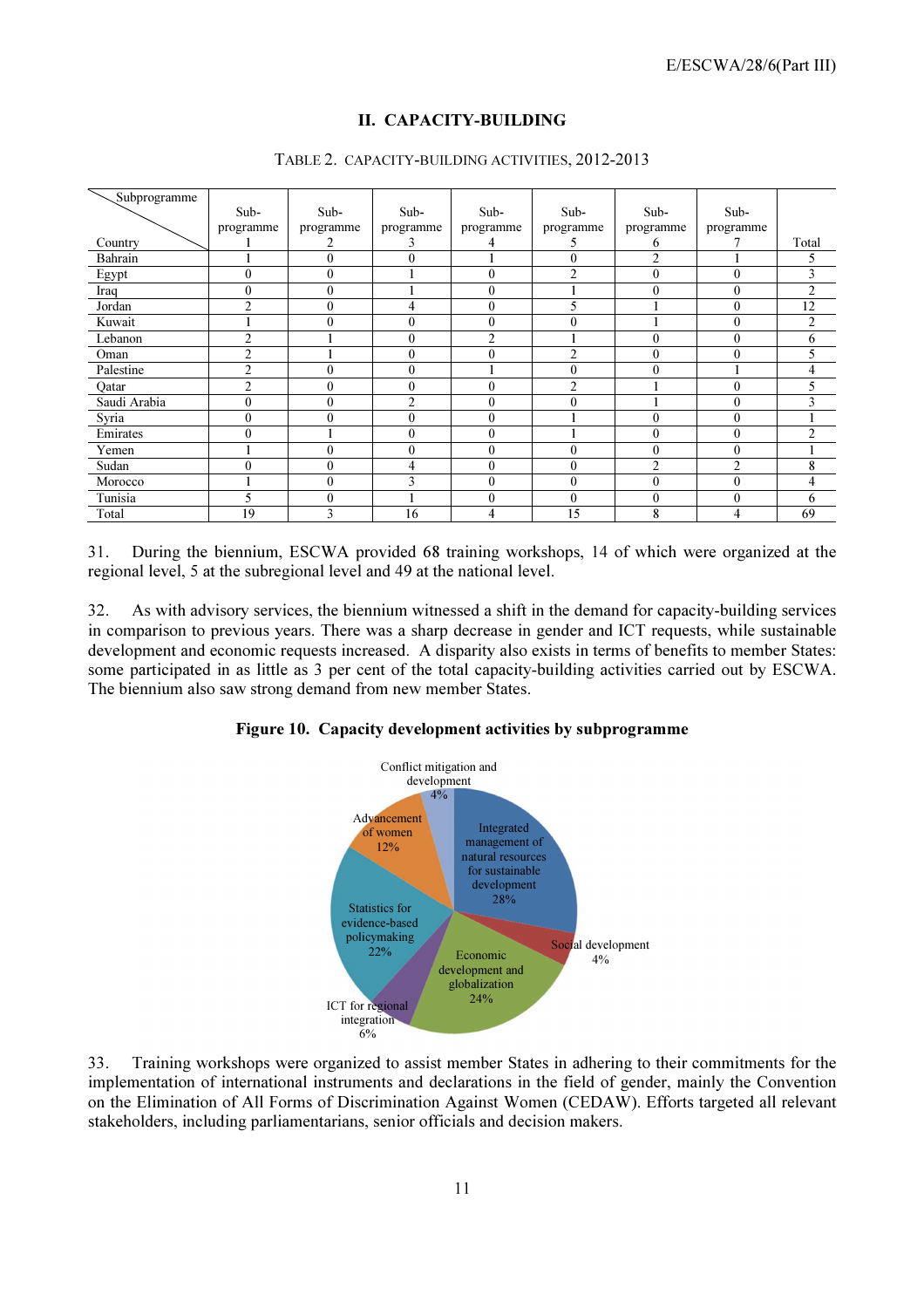## II. CAPACITY-BUILDING

TABLE 2. CAPACITY-BUILDING ACTIVITIES, 2012-2013

| Subprogramme / Country | Sub-programme 1 | Sub-programme 2 | Sub-programme 3 | Sub-programme 4 | Sub-programme 5 | Sub-programme 6 | Sub-programme 7 | Total |
|---|---|---|---|---|---|---|---|---|
| Bahrain | 1 | 0 | 0 | 1 | 0 | 2 | 1 | 5 |
| Egypt | 0 | 0 | 1 | 0 | 2 | 0 | 0 | 3 |
| Iraq | 0 | 0 | 1 | 0 | 1 | 0 | 0 | 2 |
| Jordan | 2 | 0 | 4 | 0 | 5 | 1 | 0 | 12 |
| Kuwait | 1 | 0 | 0 | 0 | 0 | 1 | 0 | 2 |
| Lebanon | 2 | 1 | 0 | 2 | 1 | 0 | 0 | 6 |
| Oman | 2 | 1 | 0 | 0 | 2 | 0 | 0 | 5 |
| Palestine | 2 | 0 | 0 | 1 | 0 | 0 | 1 | 4 |
| Qatar | 2 | 0 | 0 | 0 | 2 | 1 | 0 | 5 |
| Saudi Arabia | 0 | 0 | 2 | 0 | 0 | 1 | 0 | 3 |
| Syria | 0 | 0 | 0 | 0 | 1 | 0 | 0 | 1 |
| Emirates | 0 | 1 | 0 | 0 | 1 | 0 | 0 | 2 |
| Yemen | 1 | 0 | 0 | 0 | 0 | 0 | 0 | 1 |
| Sudan | 0 | 0 | 4 | 0 | 0 | 2 | 2 | 8 |
| Morocco | 1 | 0 | 3 | 0 | 0 | 0 | 0 | 4 |
| Tunisia | 5 | 0 | 1 | 0 | 0 | 0 | 0 | 6 |
| Total | 19 | 3 | 16 | 4 | 15 | 8 | 4 | 69 |

31. During the biennium, ESCWA provided 68 training workshops, 14 of which were organized at the regional level, 5 at the subregional level and 49 at the national level.

32. As with advisory services, the biennium witnessed a shift in the demand for capacity-building services in comparison to previous years. There was a sharp decrease in gender and ICT requests, while sustainable development and economic requests increased. A disparity also exists in terms of benefits to member States: some participated in as little as 3 per cent of the total capacity-building activities carried out by ESCWA. The biennium also saw strong demand from new member States.

**Figure 10. Capacity development activities by subprogramme**

Conflict mitigation and development 4%
Integrated management of natural resources for sustainable development 28%
Social development 4%
Economic development and globalization 24%
ICT for regional integration 6%
Statistics for evidence-based policymaking 22%
Advancement of women 12%

33. Training workshops were organized to assist member States in adhering to their commitments for the implementation of international instruments and declarations in the field of gender, mainly the Convention on the Elimination of All Forms of Discrimination Against Women (CEDAW). Efforts targeted all relevant stakeholders, including parliamentarians, senior officials and decision makers.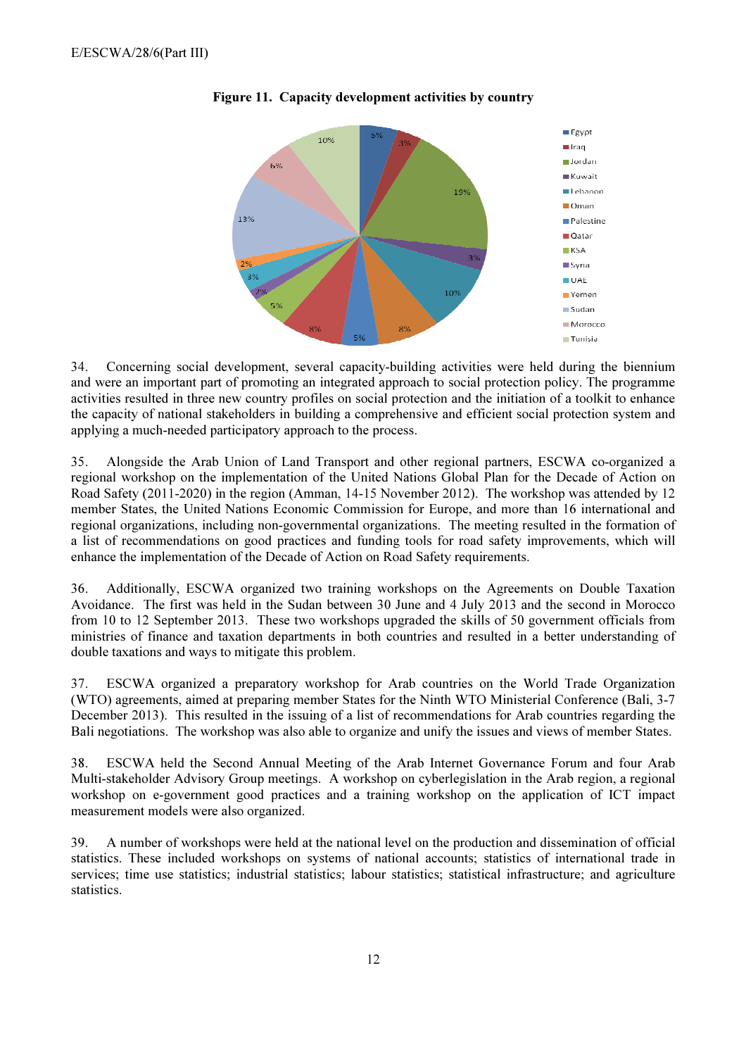**Figure 11. Capacity development activities by country**

5%
3%
19%
3%
10%
8%
5%
8%
5%
2%
3%
2%
13%
6%
10%

Egypt
Iraq
Jordan
Kuwait
Lebanon
Oman
Palestine
Qatar
KSA
Syria
UAE
Yemen
Sudan
Morocco
Tunisia

34. Concerning social development, several capacity-building activities were held during the biennium and were an important part of promoting an integrated approach to social protection policy. The programme activities resulted in three new country profiles on social protection and the initiation of a toolkit to enhance the capacity of national stakeholders in building a comprehensive and efficient social protection system and applying a much-needed participatory approach to the process.

35. Alongside the Arab Union of Land Transport and other regional partners, ESCWA co-organized a regional workshop on the implementation of the United Nations Global Plan for the Decade of Action on Road Safety (2011-2020) in the region (Amman, 14-15 November 2012). The workshop was attended by 12 member States, the United Nations Economic Commission for Europe, and more than 16 international and regional organizations, including non-governmental organizations. The meeting resulted in the formation of a list of recommendations on good practices and funding tools for road safety improvements, which will enhance the implementation of the Decade of Action on Road Safety requirements.

36. Additionally, ESCWA organized two training workshops on the Agreements on Double Taxation Avoidance. The first was held in the Sudan between 30 June and 4 July 2013 and the second in Morocco from 10 to 12 September 2013. These two workshops upgraded the skills of 50 government officials from ministries of finance and taxation departments in both countries and resulted in a better understanding of double taxations and ways to mitigate this problem.

37. ESCWA organized a preparatory workshop for Arab countries on the World Trade Organization (WTO) agreements, aimed at preparing member States for the Ninth WTO Ministerial Conference (Bali, 3-7 December 2013). This resulted in the issuing of a list of recommendations for Arab countries regarding the Bali negotiations. The workshop was also able to organize and unify the issues and views of member States.

38. ESCWA held the Second Annual Meeting of the Arab Internet Governance Forum and four Arab Multi-stakeholder Advisory Group meetings. A workshop on cyberlegislation in the Arab region, a regional workshop on e-government good practices and a training workshop on the application of ICT impact measurement models were also organized.

39. A number of workshops were held at the national level on the production and dissemination of official statistics. These included workshops on systems of national accounts; statistics of international trade in services; time use statistics; industrial statistics; labour statistics; statistical infrastructure; and agriculture statistics.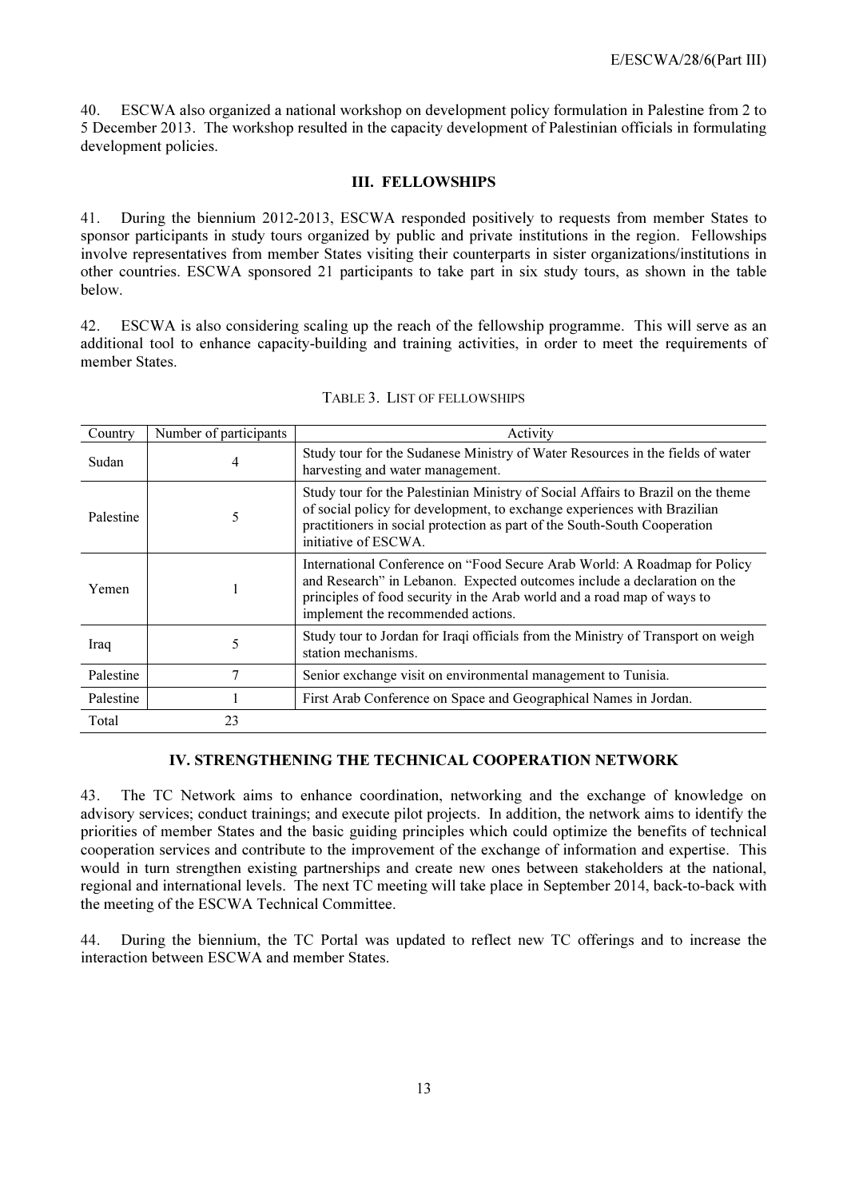40. ESCWA also organized a national workshop on development policy formulation in Palestine from 2 to 5 December 2013. The workshop resulted in the capacity development of Palestinian officials in formulating development policies.

## III. FELLOWSHIPS

41. During the biennium 2012-2013, ESCWA responded positively to requests from member States to sponsor participants in study tours organized by public and private institutions in the region. Fellowships involve representatives from member States visiting their counterparts in sister organizations/institutions in other countries. ESCWA sponsored 21 participants to take part in six study tours, as shown in the table below.

42. ESCWA is also considering scaling up the reach of the fellowship programme. This will serve as an additional tool to enhance capacity-building and training activities, in order to meet the requirements of member States.

TABLE 3. LIST OF FELLOWSHIPS

| Country | Number of participants | Activity |
|---|---|---|
| Sudan | 4 | Study tour for the Sudanese Ministry of Water Resources in the fields of water harvesting and water management. |
| Palestine | 5 | Study tour for the Palestinian Ministry of Social Affairs to Brazil on the theme of social policy for development, to exchange experiences with Brazilian practitioners in social protection as part of the South-South Cooperation initiative of ESCWA. |
| Yemen | 1 | International Conference on "Food Secure Arab World: A Roadmap for Policy and Research" in Lebanon. Expected outcomes include a declaration on the principles of food security in the Arab world and a road map of ways to implement the recommended actions. |
| Iraq | 5 | Study tour to Jordan for Iraqi officials from the Ministry of Transport on weigh station mechanisms. |
| Palestine | 7 | Senior exchange visit on environmental management to Tunisia. |
| Palestine | 1 | First Arab Conference on Space and Geographical Names in Jordan. |
| Total | 23 | |

## IV. STRENGTHENING THE TECHNICAL COOPERATION NETWORK

43. The TC Network aims to enhance coordination, networking and the exchange of knowledge on advisory services; conduct trainings; and execute pilot projects. In addition, the network aims to identify the priorities of member States and the basic guiding principles which could optimize the benefits of technical cooperation services and contribute to the improvement of the exchange of information and expertise. This would in turn strengthen existing partnerships and create new ones between stakeholders at the national, regional and international levels. The next TC meeting will take place in September 2014, back-to-back with the meeting of the ESCWA Technical Committee.

44. During the biennium, the TC Portal was updated to reflect new TC offerings and to increase the interaction between ESCWA and member States.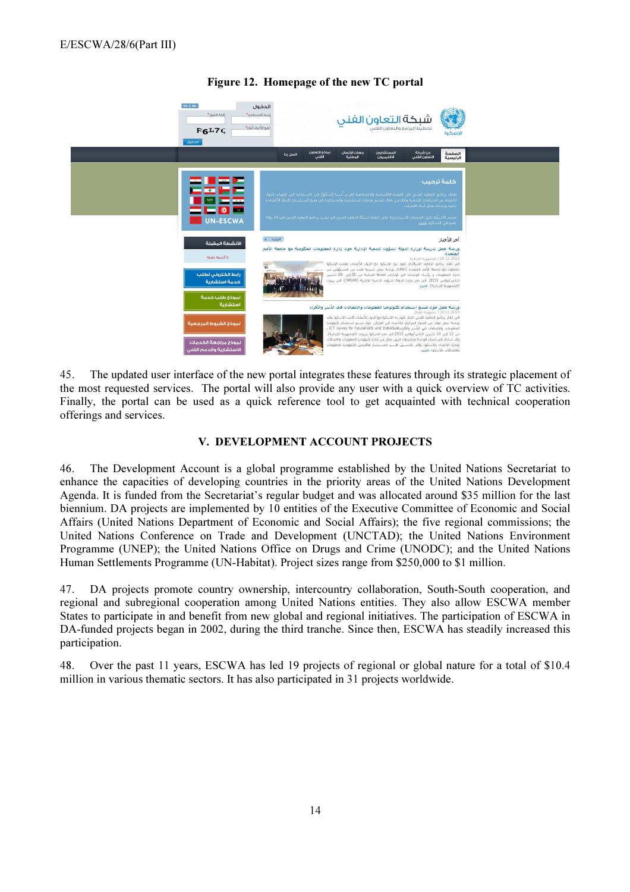Figure 12. Homepage of the new TC portal

45. The updated user interface of the new portal integrates these features through its strategic placement of the most requested services. The portal will also provide any user with a quick overview of TC activities. Finally, the portal can be used as a quick reference tool to get acquainted with technical cooperation offerings and services.

## V. DEVELOPMENT ACCOUNT PROJECTS

46. The Development Account is a global programme established by the United Nations Secretariat to enhance the capacities of developing countries in the priority areas of the United Nations Development Agenda. It is funded from the Secretariat's regular budget and was allocated around $35 million for the last biennium. DA projects are implemented by 10 entities of the Executive Committee of Economic and Social Affairs (United Nations Department of Economic and Social Affairs); the five regional commissions; the United Nations Conference on Trade and Development (UNCTAD); the United Nations Environment Programme (UNEP); the United Nations Office on Drugs and Crime (UNODC); and the United Nations Human Settlements Programme (UN-Habitat). Project sizes range from $250,000 to $1 million.

47. DA projects promote country ownership, intercountry collaboration, South-South cooperation, and regional and subregional cooperation among United Nations entities. They also allow ESCWA member States to participate in and benefit from new global and regional initiatives. The participation of ESCWA in DA-funded projects began in 2002, during the third tranche. Since then, ESCWA has steadily increased this participation.

48. Over the past 11 years, ESCWA has led 19 projects of regional or global nature for a total of $10.4 million in various thematic sectors. It has also participated in 31 projects worldwide.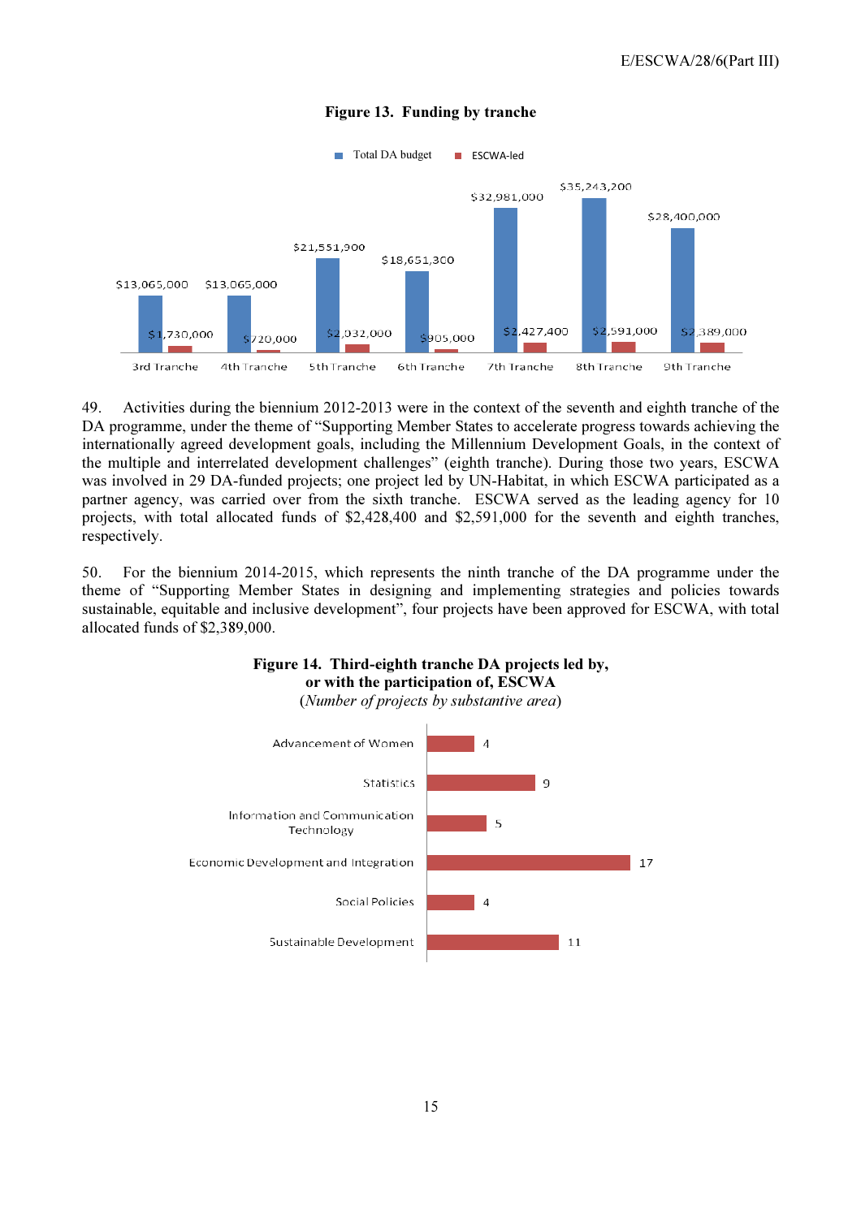**Figure 13. Funding by tranche**

Total DA budget
ESCWA-led

$13,065,000
$1,730,000
3rd Tranche

$13,065,000
$720,000
4th Tranche

$21,551,900
$2,032,000
5th Tranche

$18,651,300
$905,000
6th Tranche

$32,981,000
$2,427,400
7th Tranche

$35,243,200
$2,591,000
8th Tranche

$28,400,000
$2,389,000
9th Tranche

49. Activities during the biennium 2012-2013 were in the context of the seventh and eighth tranche of the DA programme, under the theme of "Supporting Member States to accelerate progress towards achieving the internationally agreed development goals, including the Millennium Development Goals, in the context of the multiple and interrelated development challenges" (eighth tranche). During those two years, ESCWA was involved in 29 DA-funded projects; one project led by UN-Habitat, in which ESCWA participated as a partner agency, was carried over from the sixth tranche. ESCWA served as the leading agency for 10 projects, with total allocated funds of $2,428,400 and $2,591,000 for the seventh and eighth tranches, respectively.

50. For the biennium 2014-2015, which represents the ninth tranche of the DA programme under the theme of "Supporting Member States in designing and implementing strategies and policies towards sustainable, equitable and inclusive development", four projects have been approved for ESCWA, with total allocated funds of $2,389,000.

**Figure 14. Third-eighth tranche DA projects led by, or with the participation of, ESCWA**
(*Number of projects by substantive area*)

Advancement of Women 4
Statistics 9
Information and Communication Technology 5
Economic Development and Integration 17
Social Policies 4
Sustainable Development 11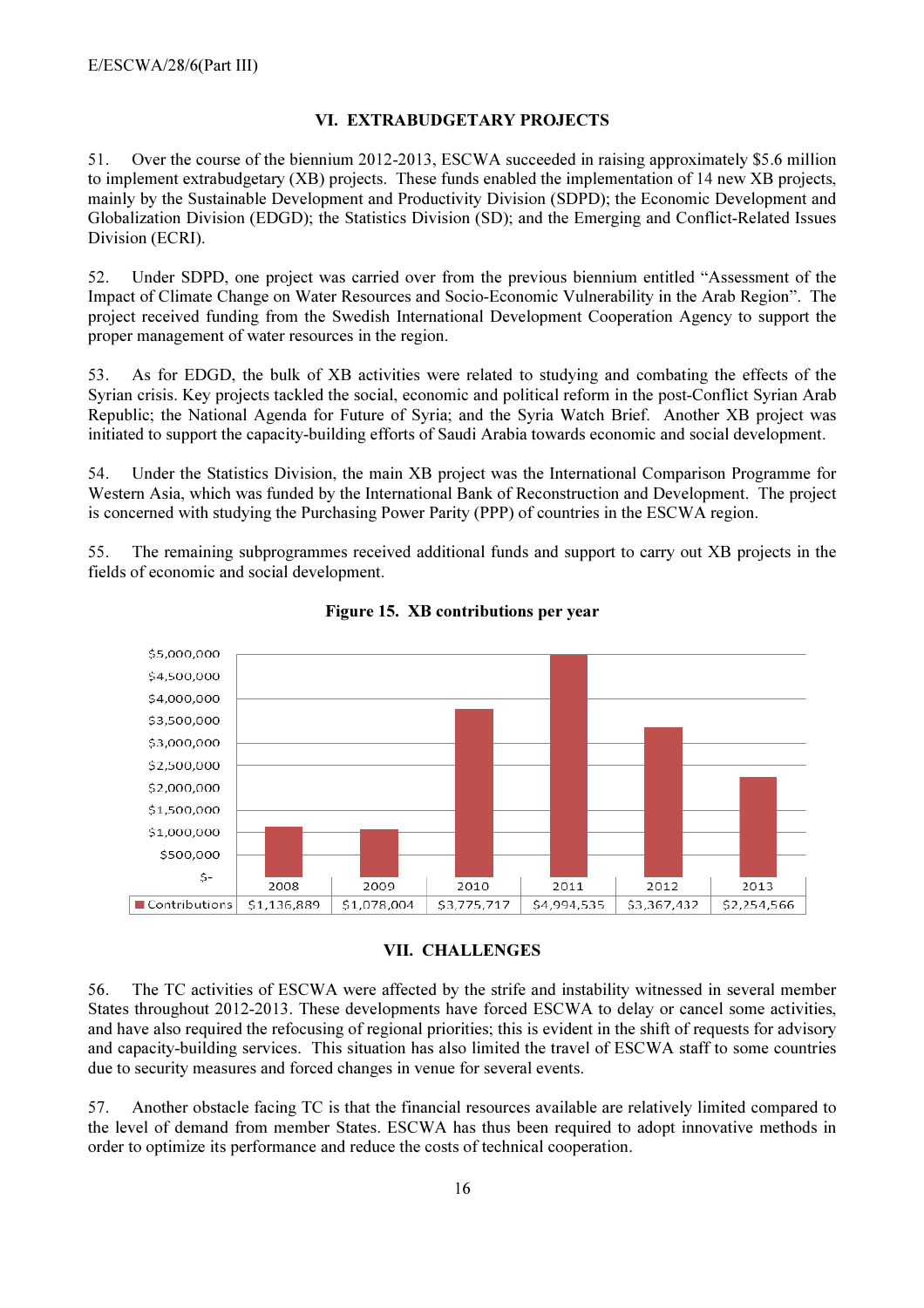## VI. EXTRABUDGETARY PROJECTS

51. Over the course of the biennium 2012-2013, ESCWA succeeded in raising approximately $5.6 million to implement extrabudgetary (XB) projects. These funds enabled the implementation of 14 new XB projects, mainly by the Sustainable Development and Productivity Division (SDPD); the Economic Development and Globalization Division (EDGD); the Statistics Division (SD); and the Emerging and Conflict-Related Issues Division (ECRI).

52. Under SDPD, one project was carried over from the previous biennium entitled "Assessment of the Impact of Climate Change on Water Resources and Socio-Economic Vulnerability in the Arab Region". The project received funding from the Swedish International Development Cooperation Agency to support the proper management of water resources in the region.

53. As for EDGD, the bulk of XB activities were related to studying and combating the effects of the Syrian crisis. Key projects tackled the social, economic and political reform in the post-Conflict Syrian Arab Republic; the National Agenda for Future of Syria; and the Syria Watch Brief. Another XB project was initiated to support the capacity-building efforts of Saudi Arabia towards economic and social development.

54. Under the Statistics Division, the main XB project was the International Comparison Programme for Western Asia, which was funded by the International Bank of Reconstruction and Development. The project is concerned with studying the Purchasing Power Parity (PPP) of countries in the ESCWA region.

55. The remaining subprogrammes received additional funds and support to carry out XB projects in the fields of economic and social development.

**Figure 15. XB contributions per year**

$5,000,000
$4,500,000
$4,000,000
$3,500,000
$3,000,000
$2,500,000
$2,000,000
$1,500,000
$1,000,000
$500,000
$-

2008 2009 2010 2011 2012 2013

Contributions $1,136,889 $1,078,004 $3,775,717 $4,994,535 $3,367,432 $2,254,566

## VII. CHALLENGES

56. The TC activities of ESCWA were affected by the strife and instability witnessed in several member States throughout 2012-2013. These developments have forced ESCWA to delay or cancel some activities, and have also required the refocusing of regional priorities; this is evident in the shift of requests for advisory and capacity-building services. This situation has also limited the travel of ESCWA staff to some countries due to security measures and forced changes in venue for several events.

57. Another obstacle facing TC is that the financial resources available are relatively limited compared to the level of demand from member States. ESCWA has thus been required to adopt innovative methods in order to optimize its performance and reduce the costs of technical cooperation.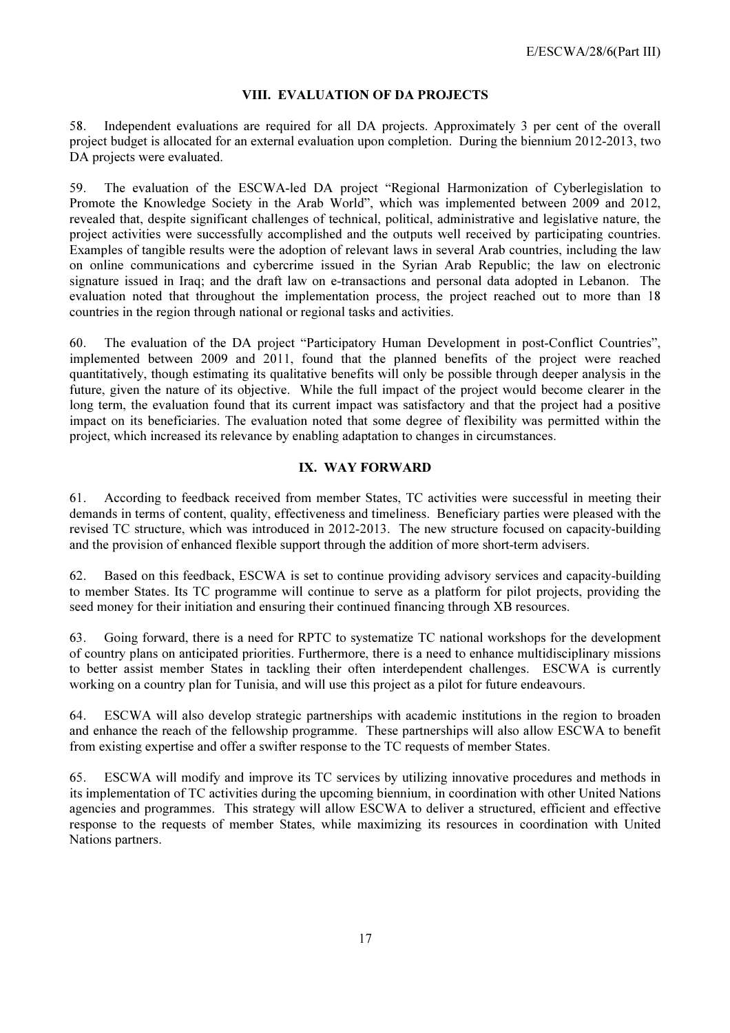## VIII. EVALUATION OF DA PROJECTS

58. Independent evaluations are required for all DA projects. Approximately 3 per cent of the overall project budget is allocated for an external evaluation upon completion. During the biennium 2012-2013, two DA projects were evaluated.

59. The evaluation of the ESCWA-led DA project “Regional Harmonization of Cyberlegislation to Promote the Knowledge Society in the Arab World”, which was implemented between 2009 and 2012, revealed that, despite significant challenges of technical, political, administrative and legislative nature, the project activities were successfully accomplished and the outputs well received by participating countries. Examples of tangible results were the adoption of relevant laws in several Arab countries, including the law on online communications and cybercrime issued in the Syrian Arab Republic; the law on electronic signature issued in Iraq; and the draft law on e-transactions and personal data adopted in Lebanon. The evaluation noted that throughout the implementation process, the project reached out to more than 18 countries in the region through national or regional tasks and activities.

60. The evaluation of the DA project “Participatory Human Development in post-Conflict Countries”, implemented between 2009 and 2011, found that the planned benefits of the project were reached quantitatively, though estimating its qualitative benefits will only be possible through deeper analysis in the future, given the nature of its objective. While the full impact of the project would become clearer in the long term, the evaluation found that its current impact was satisfactory and that the project had a positive impact on its beneficiaries. The evaluation noted that some degree of flexibility was permitted within the project, which increased its relevance by enabling adaptation to changes in circumstances.

## IX. WAY FORWARD

61. According to feedback received from member States, TC activities were successful in meeting their demands in terms of content, quality, effectiveness and timeliness. Beneficiary parties were pleased with the revised TC structure, which was introduced in 2012-2013. The new structure focused on capacity-building and the provision of enhanced flexible support through the addition of more short-term advisers.

62. Based on this feedback, ESCWA is set to continue providing advisory services and capacity-building to member States. Its TC programme will continue to serve as a platform for pilot projects, providing the seed money for their initiation and ensuring their continued financing through XB resources.

63. Going forward, there is a need for RPTC to systematize TC national workshops for the development of country plans on anticipated priorities. Furthermore, there is a need to enhance multidisciplinary missions to better assist member States in tackling their often interdependent challenges. ESCWA is currently working on a country plan for Tunisia, and will use this project as a pilot for future endeavours.

64. ESCWA will also develop strategic partnerships with academic institutions in the region to broaden and enhance the reach of the fellowship programme. These partnerships will also allow ESCWA to benefit from existing expertise and offer a swifter response to the TC requests of member States.

65. ESCWA will modify and improve its TC services by utilizing innovative procedures and methods in its implementation of TC activities during the upcoming biennium, in coordination with other United Nations agencies and programmes. This strategy will allow ESCWA to deliver a structured, efficient and effective response to the requests of member States, while maximizing its resources in coordination with United Nations partners.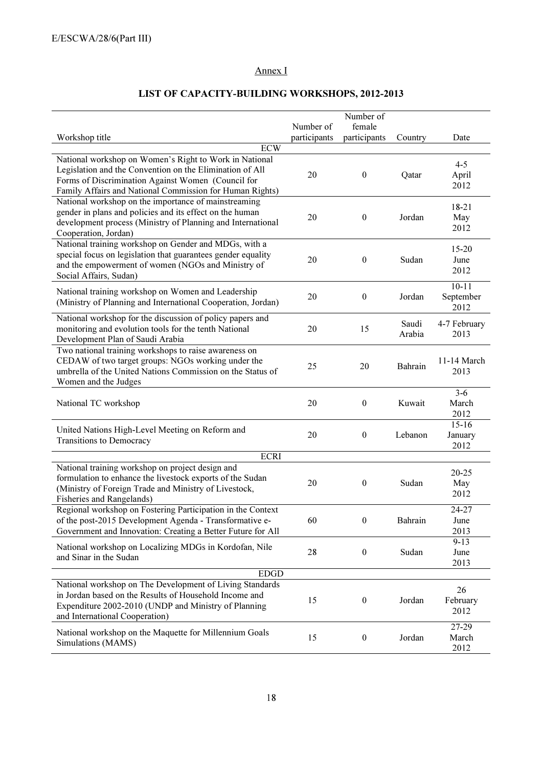E/ESCWA/28/6(Part III)

Annex I

## LIST OF CAPACITY-BUILDING WORKSHOPS, 2012-2013

| Workshop title | Number of participants | Number of female participants | Country | Date |
|---|---|---|---|---|
| ECW | | | | |
| National workshop on Women's Right to Work in National Legislation and the Convention on the Elimination of All Forms of Discrimination Against Women (Council for Family Affairs and National Commission for Human Rights) | 20 | 0 | Qatar | 4-5 April 2012 |
| National workshop on the importance of mainstreaming gender in plans and policies and its effect on the human development process (Ministry of Planning and International Cooperation, Jordan) | 20 | 0 | Jordan | 18-21 May 2012 |
| National training workshop on Gender and MDGs, with a special focus on legislation that guarantees gender equality and the empowerment of women (NGOs and Ministry of Social Affairs, Sudan) | 20 | 0 | Sudan | 15-20 June 2012 |
| National training workshop on Women and Leadership (Ministry of Planning and International Cooperation, Jordan) | 20 | 0 | Jordan | 10-11 September 2012 |
| National workshop for the discussion of policy papers and monitoring and evolution tools for the tenth National Development Plan of Saudi Arabia | 20 | 15 | Saudi Arabia | 4-7 February 2013 |
| Two national training workshops to raise awareness on CEDAW of two target groups: NGOs working under the umbrella of the United Nations Commission on the Status of Women and the Judges | 25 | 20 | Bahrain | 11-14 March 2013 |
| National TC workshop | 20 | 0 | Kuwait | 3-6 March 2012 |
| United Nations High-Level Meeting on Reform and Transitions to Democracy | 20 | 0 | Lebanon | 15-16 January 2012 |
| ECRI | | | | |
| National training workshop on project design and formulation to enhance the livestock exports of the Sudan (Ministry of Foreign Trade and Ministry of Livestock, Fisheries and Rangelands) | 20 | 0 | Sudan | 20-25 May 2012 |
| Regional workshop on Fostering Participation in the Context of the post-2015 Development Agenda - Transformative e-Government and Innovation: Creating a Better Future for All | 60 | 0 | Bahrain | 24-27 June 2013 |
| National workshop on Localizing MDGs in Kordofan, Nile and Sinar in the Sudan | 28 | 0 | Sudan | 9-13 June 2013 |
| EDGD | | | | |
| National workshop on The Development of Living Standards in Jordan based on the Results of Household Income and Expenditure 2002-2010 (UNDP and Ministry of Planning and International Cooperation) | 15 | 0 | Jordan | 26 February 2012 |
| National workshop on the Maquette for Millennium Goals Simulations (MAMS) | 15 | 0 | Jordan | 27-29 March 2012 |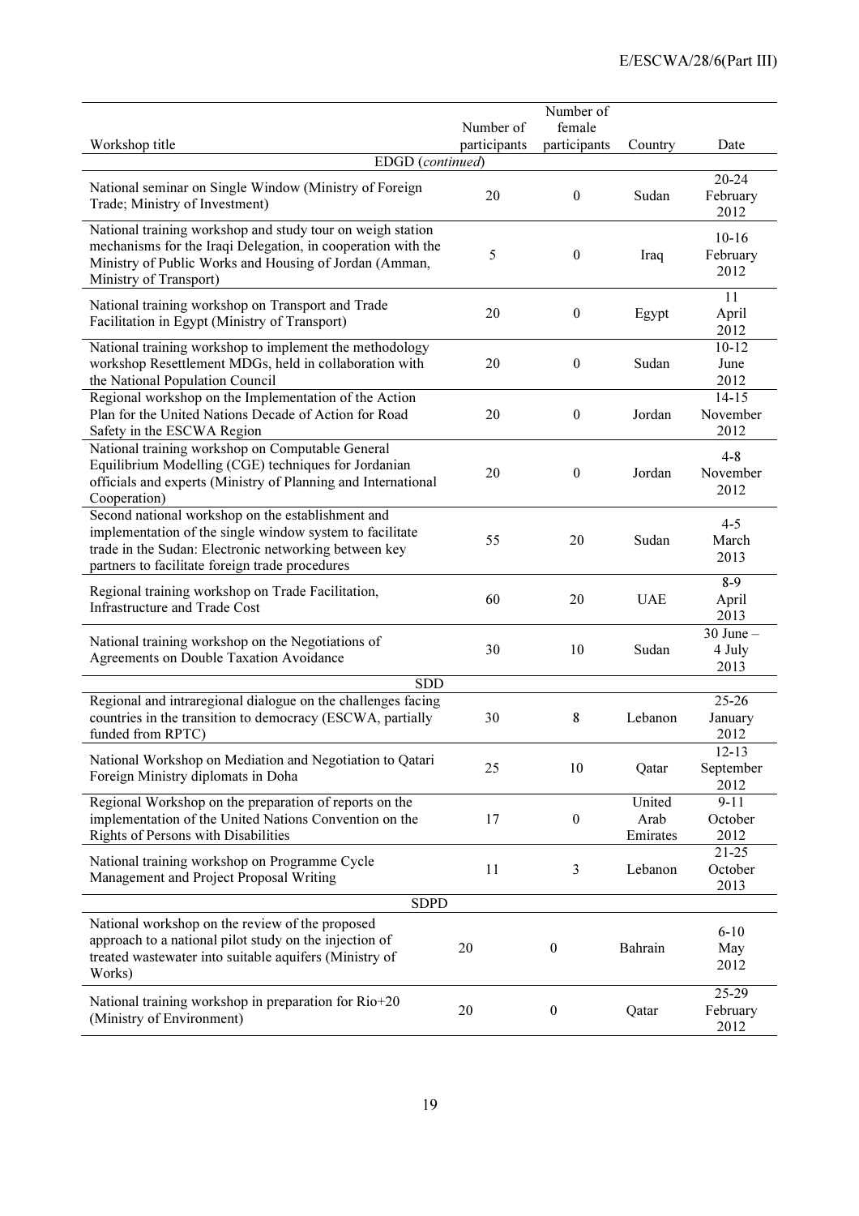| Workshop title | Number of participants | Number of female participants | Country | Date |
|---|---|---|---|---|
| EDGD (*continued*) | | | | |
| National seminar on Single Window (Ministry of Foreign Trade; Ministry of Investment) | 20 | 0 | Sudan | 20-24 February 2012 |
| National training workshop and study tour on weigh station mechanisms for the Iraqi Delegation, in cooperation with the Ministry of Public Works and Housing of Jordan (Amman, Ministry of Transport) | 5 | 0 | Iraq | 10-16 February 2012 |
| National training workshop on Transport and Trade Facilitation in Egypt (Ministry of Transport) | 20 | 0 | Egypt | 11 April 2012 |
| National training workshop to implement the methodology workshop Resettlement MDGs, held in collaboration with the National Population Council | 20 | 0 | Sudan | 10-12 June 2012 |
| Regional workshop on the Implementation of the Action Plan for the United Nations Decade of Action for Road Safety in the ESCWA Region | 20 | 0 | Jordan | 14-15 November 2012 |
| National training workshop on Computable General Equilibrium Modelling (CGE) techniques for Jordanian officials and experts (Ministry of Planning and International Cooperation) | 20 | 0 | Jordan | 4-8 November 2012 |
| Second national workshop on the establishment and implementation of the single window system to facilitate trade in the Sudan: Electronic networking between key partners to facilitate foreign trade procedures | 55 | 20 | Sudan | 4-5 March 2013 |
| Regional training workshop on Trade Facilitation, Infrastructure and Trade Cost | 60 | 20 | UAE | 8-9 April 2013 |
| National training workshop on the Negotiations of Agreements on Double Taxation Avoidance | 30 | 10 | Sudan | 30 June – 4 July 2013 |
| SDD | | | | |
| Regional and intraregional dialogue on the challenges facing countries in the transition to democracy (ESCWA, partially funded from RPTC) | 30 | 8 | Lebanon | 25-26 January 2012 |
| National Workshop on Mediation and Negotiation to Qatari Foreign Ministry diplomats in Doha | 25 | 10 | Qatar | 12-13 September 2012 |
| Regional Workshop on the preparation of reports on the implementation of the United Nations Convention on the Rights of Persons with Disabilities | 17 | 0 | United Arab Emirates | 9-11 October 2012 |
| National training workshop on Programme Cycle Management and Project Proposal Writing | 11 | 3 | Lebanon | 21-25 October 2013 |
| SDPD | | | | |
| National workshop on the review of the proposed approach to a national pilot study on the injection of treated wastewater into suitable aquifers (Ministry of Works) | 20 | 0 | Bahrain | 6-10 May 2012 |
| National training workshop in preparation for Rio+20 (Ministry of Environment) | 20 | 0 | Qatar | 25-29 February 2012 |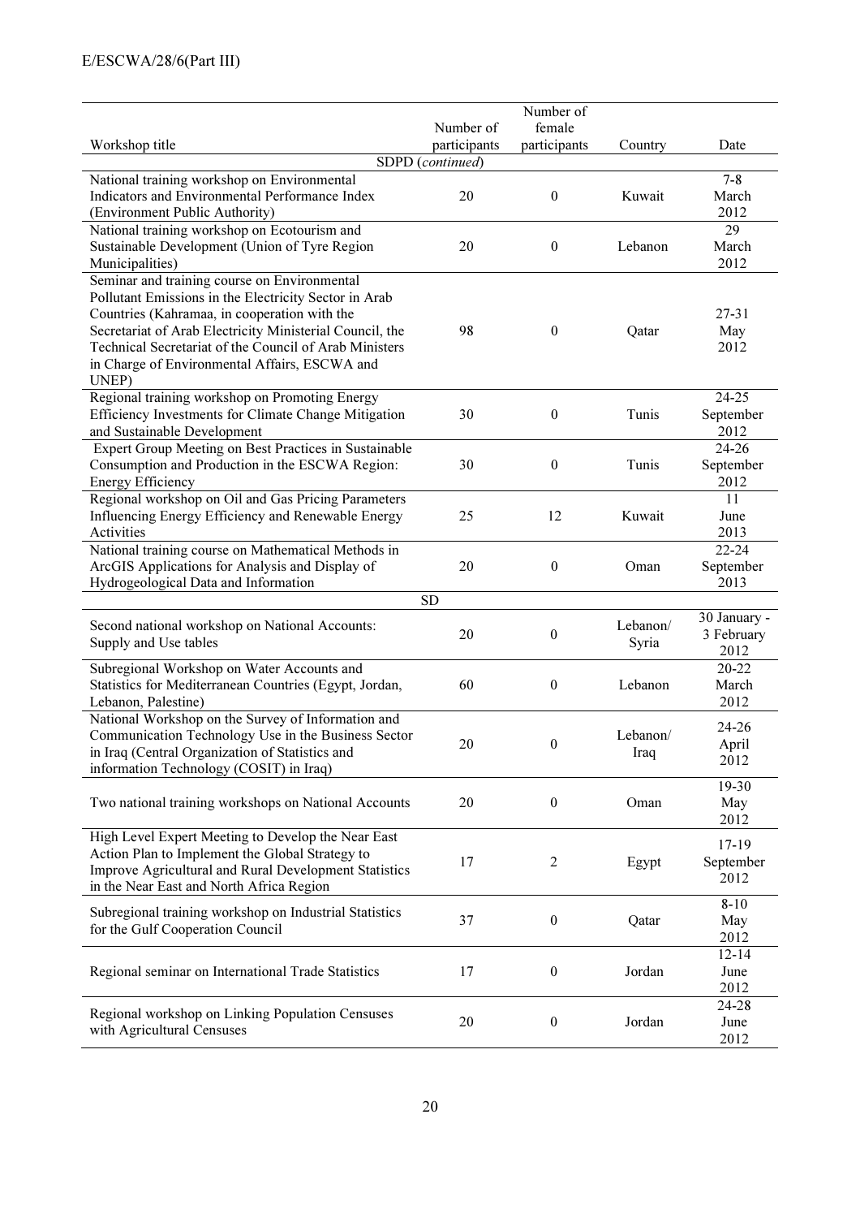| Workshop title | Number of participants | Number of female participants | Country | Date |
|---|---|---|---|---|
| | SDPD (*continued*) | | | |
| National training workshop on Environmental Indicators and Environmental Performance Index (Environment Public Authority) | 20 | 0 | Kuwait | 7-8 March 2012 |
| National training workshop on Ecotourism and Sustainable Development (Union of Tyre Region Municipalities) | 20 | 0 | Lebanon | 29 March 2012 |
| Seminar and training course on Environmental Pollutant Emissions in the Electricity Sector in Arab Countries (Kahramaa, in cooperation with the Secretariat of Arab Electricity Ministerial Council, the Technical Secretariat of the Council of Arab Ministers in Charge of Environmental Affairs, ESCWA and UNEP) | 98 | 0 | Qatar | 27-31 May 2012 |
| Regional training workshop on Promoting Energy Efficiency Investments for Climate Change Mitigation and Sustainable Development | 30 | 0 | Tunis | 24-25 September 2012 |
| Expert Group Meeting on Best Practices in Sustainable Consumption and Production in the ESCWA Region: Energy Efficiency | 30 | 0 | Tunis | 24-26 September 2012 |
| Regional workshop on Oil and Gas Pricing Parameters Influencing Energy Efficiency and Renewable Energy Activities | 25 | 12 | Kuwait | 11 June 2013 |
| National training course on Mathematical Methods in ArcGIS Applications for Analysis and Display of Hydrogeological Data and Information | 20 | 0 | Oman | 22-24 September 2013 |
| | SD | | | |
| Second national workshop on National Accounts: Supply and Use tables | 20 | 0 | Lebanon/ Syria | 30 January - 3 February 2012 |
| Subregional Workshop on Water Accounts and Statistics for Mediterranean Countries (Egypt, Jordan, Lebanon, Palestine) | 60 | 0 | Lebanon | 20-22 March 2012 |
| National Workshop on the Survey of Information and Communication Technology Use in the Business Sector in Iraq (Central Organization of Statistics and information Technology (COSIT) in Iraq) | 20 | 0 | Lebanon/ Iraq | 24-26 April 2012 |
| Two national training workshops on National Accounts | 20 | 0 | Oman | 19-30 May 2012 |
| High Level Expert Meeting to Develop the Near East Action Plan to Implement the Global Strategy to Improve Agricultural and Rural Development Statistics in the Near East and North Africa Region | 17 | 2 | Egypt | 17-19 September 2012 |
| Subregional training workshop on Industrial Statistics for the Gulf Cooperation Council | 37 | 0 | Qatar | 8-10 May 2012 |
| Regional seminar on International Trade Statistics | 17 | 0 | Jordan | 12-14 June 2012 |
| Regional workshop on Linking Population Censuses with Agricultural Censuses | 20 | 0 | Jordan | 24-28 June 2012 |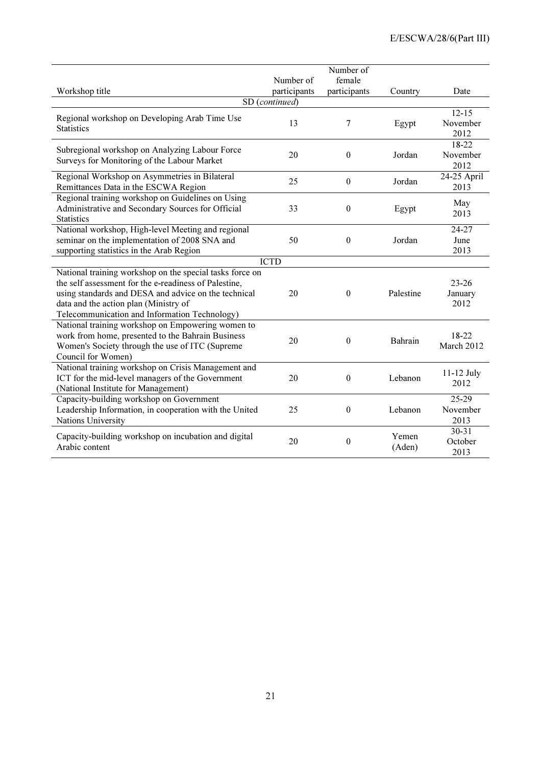| Workshop title | Number of participants | Number of female participants | Country | Date |
|---|---|---|---|---|
| SD (*continued*) | | | | |
| Regional workshop on Developing Arab Time Use Statistics | 13 | 7 | Egypt | 12-15 November 2012 |
| Subregional workshop on Analyzing Labour Force Surveys for Monitoring of the Labour Market | 20 | 0 | Jordan | 18-22 November 2012 |
| Regional Workshop on Asymmetries in Bilateral Remittances Data in the ESCWA Region | 25 | 0 | Jordan | 24-25 April 2013 |
| Regional training workshop on Guidelines on Using Administrative and Secondary Sources for Official Statistics | 33 | 0 | Egypt | May 2013 |
| National workshop, High-level Meeting and regional seminar on the implementation of 2008 SNA and supporting statistics in the Arab Region | 50 | 0 | Jordan | 24-27 June 2013 |
| ICTD | | | | |
| National training workshop on the special tasks force on the self assessment for the e-readiness of Palestine, using standards and DESA and advice on the technical data and the action plan (Ministry of Telecommunication and Information Technology) | 20 | 0 | Palestine | 23-26 January 2012 |
| National training workshop on Empowering women to work from home, presented to the Bahrain Business Women's Society through the use of ITC (Supreme Council for Women) | 20 | 0 | Bahrain | 18-22 March 2012 |
| National training workshop on Crisis Management and ICT for the mid-level managers of the Government (National Institute for Management) | 20 | 0 | Lebanon | 11-12 July 2012 |
| Capacity-building workshop on Government Leadership Information, in cooperation with the United Nations University | 25 | 0 | Lebanon | 25-29 November 2013 |
| Capacity-building workshop on incubation and digital Arabic content | 20 | 0 | Yemen (Aden) | 30-31 October 2013 |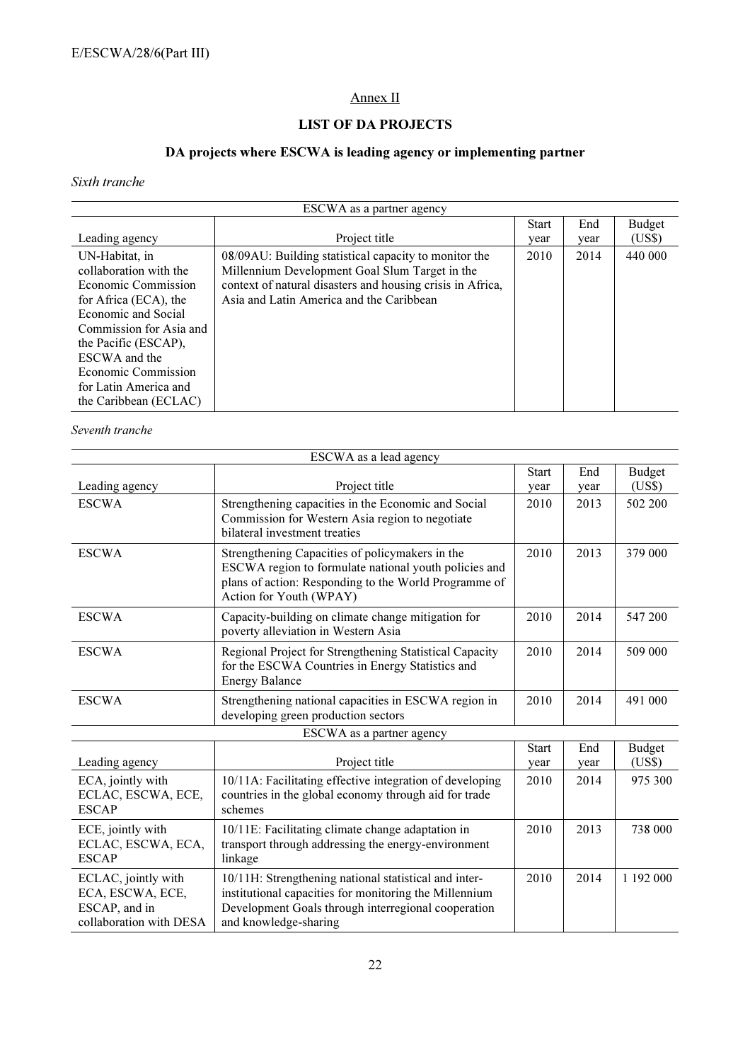## Annex II

### LIST OF DA PROJECTS

### DA projects where ESCWA is leading agency or implementing partner

*Sixth tranche*

| ESCWA as a partner agency | | | | |
|---|---|---|---|---|
| Leading agency | Project title | Start year | End year | Budget (US$) |
| UN-Habitat, in collaboration with the Economic Commission for Africa (ECA), the Economic and Social Commission for Asia and the Pacific (ESCAP), ESCWA and the Economic Commission for Latin America and the Caribbean (ECLAC) | 08/09AU: Building statistical capacity to monitor the Millennium Development Goal Slum Target in the context of natural disasters and housing crisis in Africa, Asia and Latin America and the Caribbean | 2010 | 2014 | 440 000 |

*Seventh tranche*

| ESCWA as a lead agency | | | | |
|---|---|---|---|---|
| Leading agency | Project title | Start year | End year | Budget (US$) |
| ESCWA | Strengthening capacities in the Economic and Social Commission for Western Asia region to negotiate bilateral investment treaties | 2010 | 2013 | 502 200 |
| ESCWA | Strengthening Capacities of policymakers in the ESCWA region to formulate national youth policies and plans of action: Responding to the World Programme of Action for Youth (WPAY) | 2010 | 2013 | 379 000 |
| ESCWA | Capacity-building on climate change mitigation for poverty alleviation in Western Asia | 2010 | 2014 | 547 200 |
| ESCWA | Regional Project for Strengthening Statistical Capacity for the ESCWA Countries in Energy Statistics and Energy Balance | 2010 | 2014 | 509 000 |
| ESCWA | Strengthening national capacities in ESCWA region in developing green production sectors | 2010 | 2014 | 491 000 |
| **ESCWA as a partner agency** | | | | |
| Leading agency | Project title | Start year | End year | Budget (US$) |
| ECA, jointly with ECLAC, ESCWA, ECE, ESCAP | 10/11A: Facilitating effective integration of developing countries in the global economy through aid for trade schemes | 2010 | 2014 | 975 300 |
| ECE, jointly with ECLAC, ESCWA, ECA, ESCAP | 10/11E: Facilitating climate change adaptation in transport through addressing the energy-environment linkage | 2010 | 2013 | 738 000 |
| ECLAC, jointly with ECA, ESCWA, ECE, ESCAP, and in collaboration with DESA | 10/11H: Strengthening national statistical and inter-institutional capacities for monitoring the Millennium Development Goals through interregional cooperation and knowledge-sharing | 2010 | 2014 | 1 192 000 |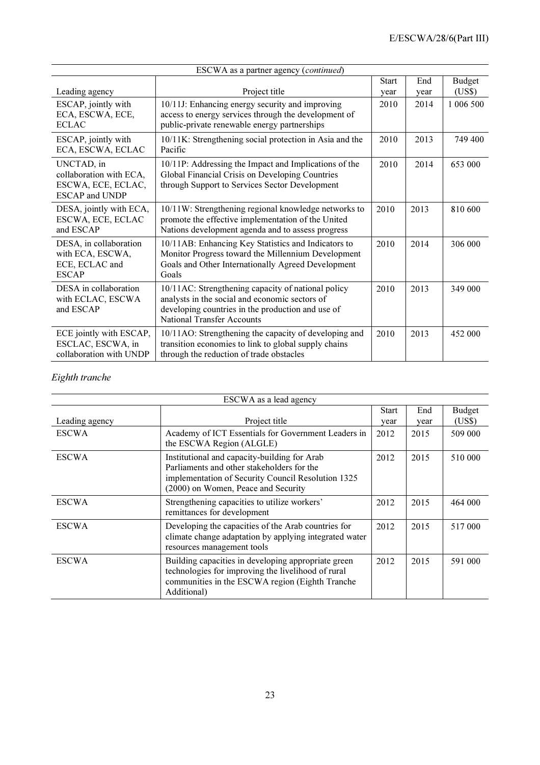| ESCWA as a partner agency (*continued*) | | | | |
|---|---|---|---|---|
| Leading agency | Project title | Start year | End year | Budget (US$) |
| ESCAP, jointly with ECA, ESCWA, ECE, ECLAC | 10/11J: Enhancing energy security and improving access to energy services through the development of public-private renewable energy partnerships | 2010 | 2014 | 1 006 500 |
| ESCAP, jointly with ECA, ESCWA, ECLAC | 10/11K: Strengthening social protection in Asia and the Pacific | 2010 | 2013 | 749 400 |
| UNCTAD, in collaboration with ECA, ESCWA, ECE, ECLAC, ESCAP and UNDP | 10/11P: Addressing the Impact and Implications of the Global Financial Crisis on Developing Countries through Support to Services Sector Development | 2010 | 2014 | 653 000 |
| DESA, jointly with ECA, ESCWA, ECE, ECLAC and ESCAP | 10/11W: Strengthening regional knowledge networks to promote the effective implementation of the United Nations development agenda and to assess progress | 2010 | 2013 | 810 600 |
| DESA, in collaboration with ECA, ESCWA, ECE, ECLAC and ESCAP | 10/11AB: Enhancing Key Statistics and Indicators to Monitor Progress toward the Millennium Development Goals and Other Internationally Agreed Development Goals | 2010 | 2014 | 306 000 |
| DESA in collaboration with ECLAC, ESCWA and ESCAP | 10/11AC: Strengthening capacity of national policy analysts in the social and economic sectors of developing countries in the production and use of National Transfer Accounts | 2010 | 2013 | 349 000 |
| ECE jointly with ESCAP, ESCLAC, ESCWA, in collaboration with UNDP | 10/11AO: Strengthening the capacity of developing and transition economies to link to global supply chains through the reduction of trade obstacles | 2010 | 2013 | 452 000 |

*Eighth tranche*

| ESCWA as a lead agency | | | | |
|---|---|---|---|---|
| Leading agency | Project title | Start year | End year | Budget (US$) |
| ESCWA | Academy of ICT Essentials for Government Leaders in the ESCWA Region (ALGLE) | 2012 | 2015 | 509 000 |
| ESCWA | Institutional and capacity-building for Arab Parliaments and other stakeholders for the implementation of Security Council Resolution 1325 (2000) on Women, Peace and Security | 2012 | 2015 | 510 000 |
| ESCWA | Strengthening capacities to utilize workers' remittances for development | 2012 | 2015 | 464 000 |
| ESCWA | Developing the capacities of the Arab countries for climate change adaptation by applying integrated water resources management tools | 2012 | 2015 | 517 000 |
| ESCWA | Building capacities in developing appropriate green technologies for improving the livelihood of rural communities in the ESCWA region (Eighth Tranche Additional) | 2012 | 2015 | 591 000 |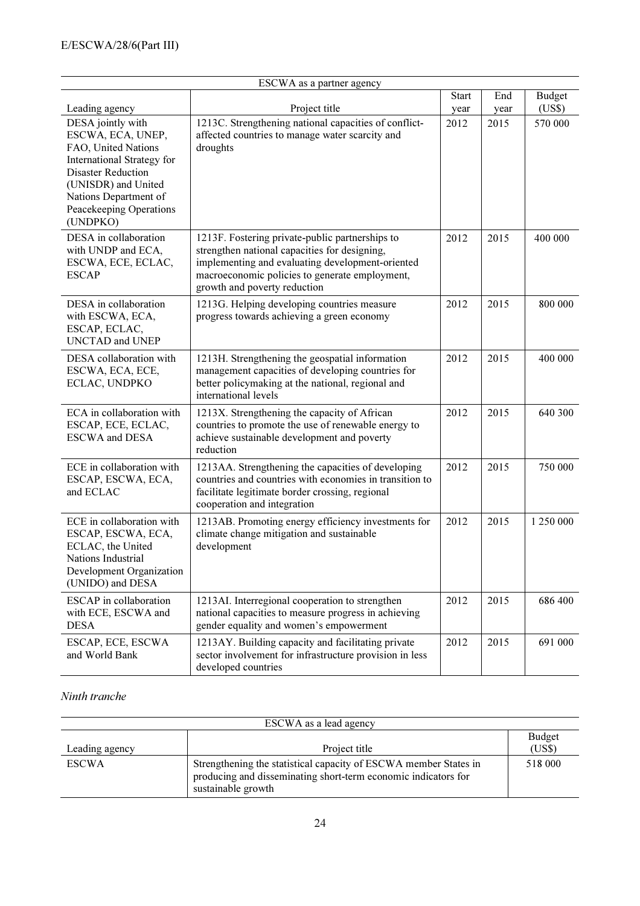| ESCWA as a partner agency | | | | |
|---|---|---|---|---|
| Leading agency | Project title | Start year | End year | Budget (US$) |
| DESA jointly with ESCWA, ECA, UNEP, FAO, United Nations International Strategy for Disaster Reduction (UNISDR) and United Nations Department of Peacekeeping Operations (UNDPKO) | 1213C. Strengthening national capacities of conflict-affected countries to manage water scarcity and droughts | 2012 | 2015 | 570 000 |
| DESA in collaboration with UNDP and ECA, ESCWA, ECE, ECLAC, ESCAP | 1213F. Fostering private-public partnerships to strengthen national capacities for designing, implementing and evaluating development-oriented macroeconomic policies to generate employment, growth and poverty reduction | 2012 | 2015 | 400 000 |
| DESA in collaboration with ESCWA, ECA, ESCAP, ECLAC, UNCTAD and UNEP | 1213G. Helping developing countries measure progress towards achieving a green economy | 2012 | 2015 | 800 000 |
| DESA collaboration with ESCWA, ECA, ECE, ECLAC, UNDPKO | 1213H. Strengthening the geospatial information management capacities of developing countries for better policymaking at the national, regional and international levels | 2012 | 2015 | 400 000 |
| ECA in collaboration with ESCAP, ECE, ECLAC, ESCWA and DESA | 1213X. Strengthening the capacity of African countries to promote the use of renewable energy to achieve sustainable development and poverty reduction | 2012 | 2015 | 640 300 |
| ECE in collaboration with ESCAP, ESCWA, ECA, and ECLAC | 1213AA. Strengthening the capacities of developing countries and countries with economies in transition to facilitate legitimate border crossing, regional cooperation and integration | 2012 | 2015 | 750 000 |
| ECE in collaboration with ESCAP, ESCWA, ECA, ECLAC, the United Nations Industrial Development Organization (UNIDO) and DESA | 1213AB. Promoting energy efficiency investments for climate change mitigation and sustainable development | 2012 | 2015 | 1 250 000 |
| ESCAP in collaboration with ECE, ESCWA and DESA | 1213AI. Interregional cooperation to strengthen national capacities to measure progress in achieving gender equality and women's empowerment | 2012 | 2015 | 686 400 |
| ESCAP, ECE, ESCWA and World Bank | 1213AY. Building capacity and facilitating private sector involvement for infrastructure provision in less developed countries | 2012 | 2015 | 691 000 |

*Ninth tranche*

| ESCWA as a lead agency | | |
|---|---|---|
| Leading agency | Project title | Budget (US$) |
| ESCWA | Strengthening the statistical capacity of ESCWA member States in producing and disseminating short-term economic indicators for sustainable growth | 518 000 |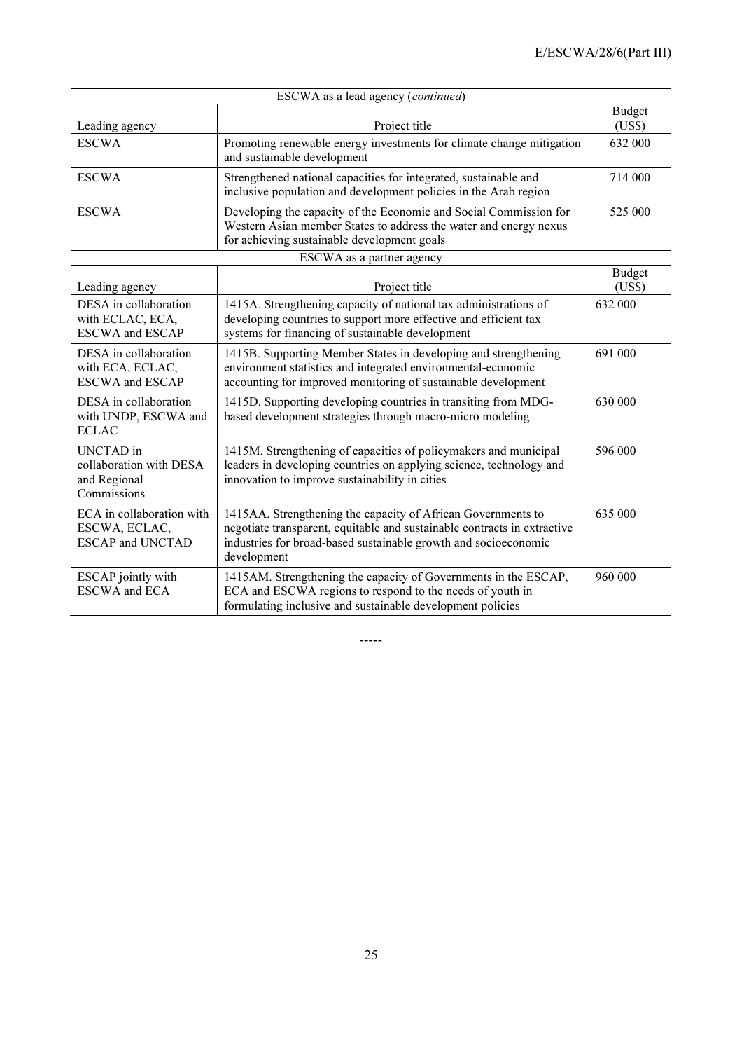| ESCWA as a lead agency (*continued*) | | |
|---|---|---|
| Leading agency | Project title | Budget (US$) |
| ESCWA | Promoting renewable energy investments for climate change mitigation and sustainable development | 632 000 |
| ESCWA | Strengthened national capacities for integrated, sustainable and inclusive population and development policies in the Arab region | 714 000 |
| ESCWA | Developing the capacity of the Economic and Social Commission for Western Asian member States to address the water and energy nexus for achieving sustainable development goals | 525 000 |

| ESCWA as a partner agency | | |
|---|---|---|
| Leading agency | Project title | Budget (US$) |
| DESA in collaboration with ECLAC, ECA, ESCWA and ESCAP | 1415A. Strengthening capacity of national tax administrations of developing countries to support more effective and efficient tax systems for financing of sustainable development | 632 000 |
| DESA in collaboration with ECA, ECLAC, ESCWA and ESCAP | 1415B. Supporting Member States in developing and strengthening environment statistics and integrated environmental-economic accounting for improved monitoring of sustainable development | 691 000 |
| DESA in collaboration with UNDP, ESCWA and ECLAC | 1415D. Supporting developing countries in transiting from MDG-based development strategies through macro-micro modeling | 630 000 |
| UNCTAD in collaboration with DESA and Regional Commissions | 1415M. Strengthening of capacities of policymakers and municipal leaders in developing countries on applying science, technology and innovation to improve sustainability in cities | 596 000 |
| ECA in collaboration with ESCWA, ECLAC, ESCAP and UNCTAD | 1415AA. Strengthening the capacity of African Governments to negotiate transparent, equitable and sustainable contracts in extractive industries for broad-based sustainable growth and socioeconomic development | 635 000 |
| ESCAP jointly with ESCWA and ECA | 1415AM. Strengthening the capacity of Governments in the ESCAP, ECA and ESCWA regions to respond to the needs of youth in formulating inclusive and sustainable development policies | 960 000 |

-----